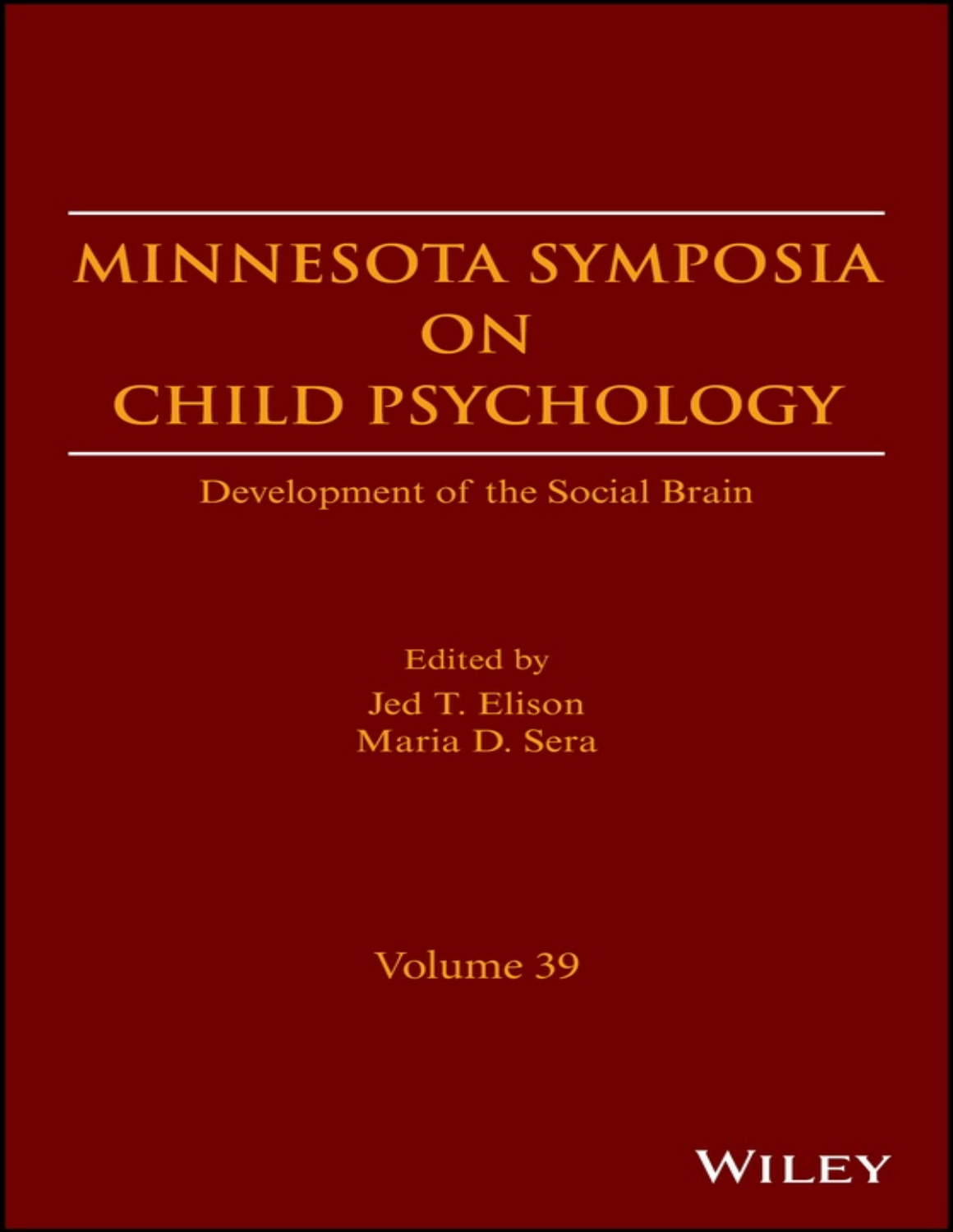# MINNESOTA SYMPOSIA ON CHILD PSYCHOLOGY

## Development of the Social Brain

Edited by

Jed T. Elison

Maria D. Sera

Volume 39

WILEY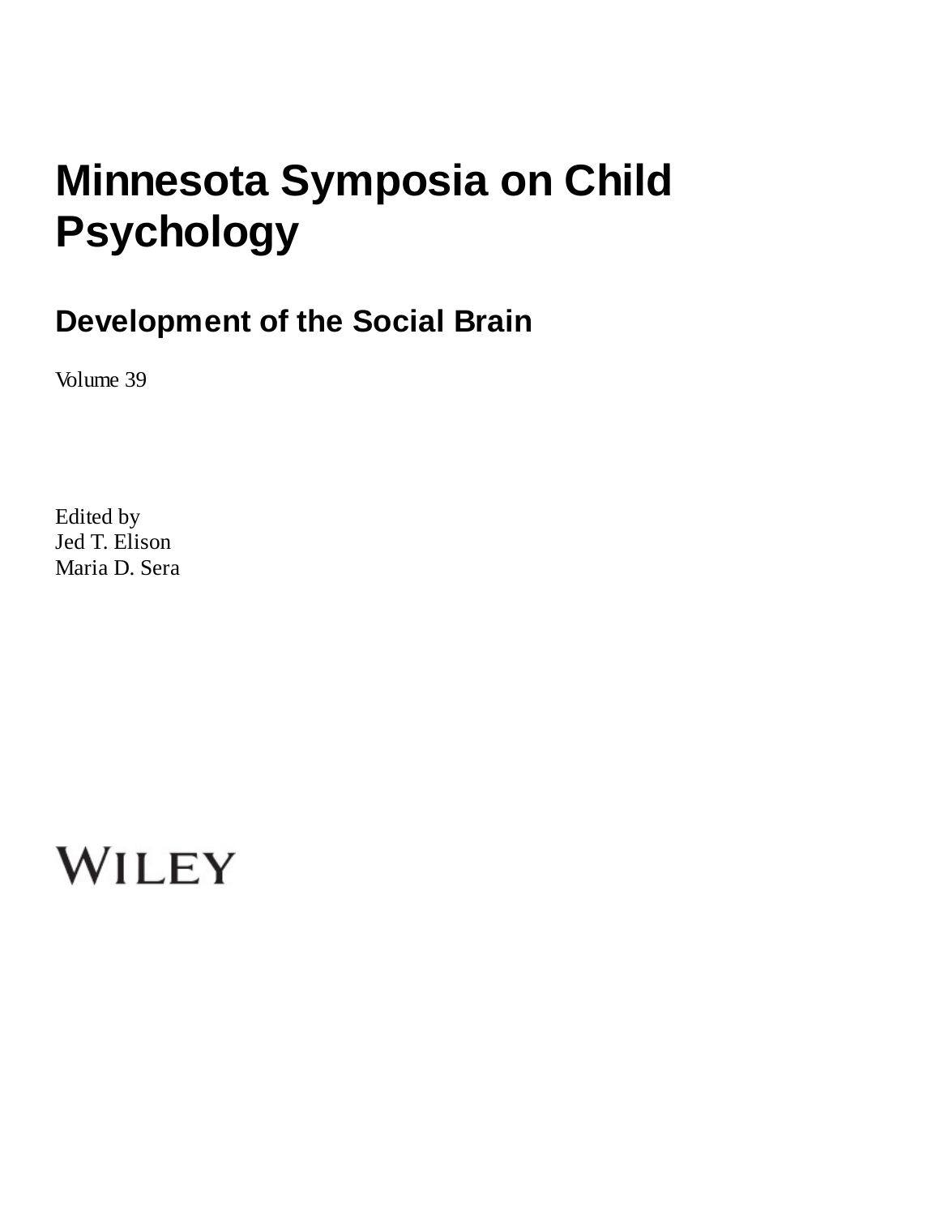# Minnesota Symposia on Child Psychology

## Development of the Social Brain

Volume 39

Edited by
Jed T. Elison
Maria D. Sera

WILEY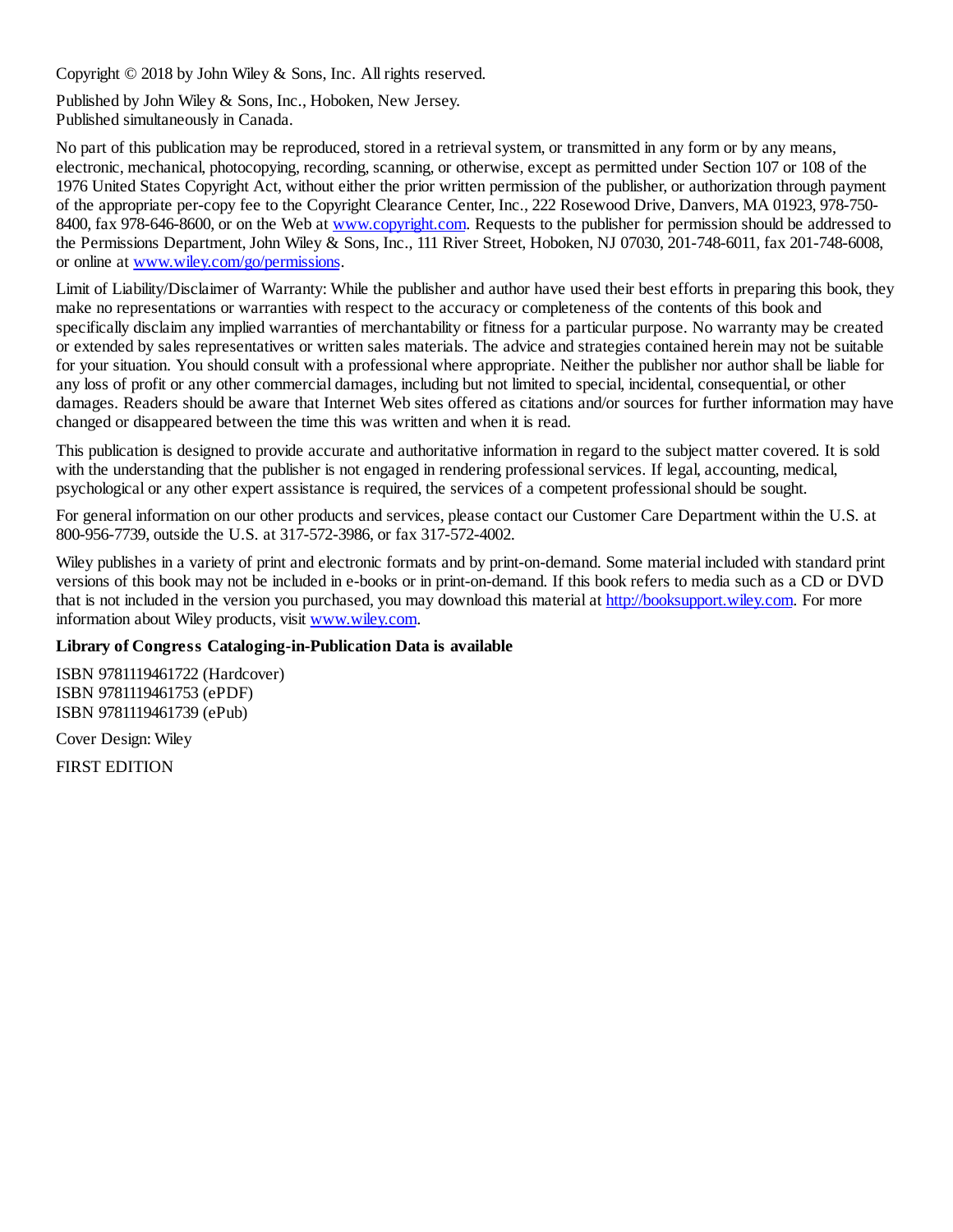Copyright © 2018 by John Wiley & Sons, Inc. All rights reserved.

Published by John Wiley & Sons, Inc., Hoboken, New Jersey.
Published simultaneously in Canada.

No part of this publication may be reproduced, stored in a retrieval system, or transmitted in any form or by any means, electronic, mechanical, photocopying, recording, scanning, or otherwise, except as permitted under Section 107 or 108 of the 1976 United States Copyright Act, without either the prior written permission of the publisher, or authorization through payment of the appropriate per-copy fee to the Copyright Clearance Center, Inc., 222 Rosewood Drive, Danvers, MA 01923, 978-750-8400, fax 978-646-8600, or on the Web at [www.copyright.com](http://www.copyright.com). Requests to the publisher for permission should be addressed to the Permissions Department, John Wiley & Sons, Inc., 111 River Street, Hoboken, NJ 07030, 201-748-6011, fax 201-748-6008, or online at [www.wiley.com/go/permissions](http://www.wiley.com/go/permissions).

Limit of Liability/Disclaimer of Warranty: While the publisher and author have used their best efforts in preparing this book, they make no representations or warranties with respect to the accuracy or completeness of the contents of this book and specifically disclaim any implied warranties of merchantability or fitness for a particular purpose. No warranty may be created or extended by sales representatives or written sales materials. The advice and strategies contained herein may not be suitable for your situation. You should consult with a professional where appropriate. Neither the publisher nor author shall be liable for any loss of profit or any other commercial damages, including but not limited to special, incidental, consequential, or other damages. Readers should be aware that Internet Web sites offered as citations and/or sources for further information may have changed or disappeared between the time this was written and when it is read.

This publication is designed to provide accurate and authoritative information in regard to the subject matter covered. It is sold with the understanding that the publisher is not engaged in rendering professional services. If legal, accounting, medical, psychological or any other expert assistance is required, the services of a competent professional should be sought.

For general information on our other products and services, please contact our Customer Care Department within the U.S. at 800-956-7739, outside the U.S. at 317-572-3986, or fax 317-572-4002.

Wiley publishes in a variety of print and electronic formats and by print-on-demand. Some material included with standard print versions of this book may not be included in e-books or in print-on-demand. If this book refers to media such as a CD or DVD that is not included in the version you purchased, you may download this material at [http://booksupport.wiley.com](http://booksupport.wiley.com). For more information about Wiley products, visit [www.wiley.com](http://www.wiley.com).

**Library of Congress Cataloging-in-Publication Data is available**

ISBN 9781119461722 (Hardcover)
ISBN 9781119461753 (ePDF)
ISBN 9781119461739 (ePub)

Cover Design: Wiley

FIRST EDITION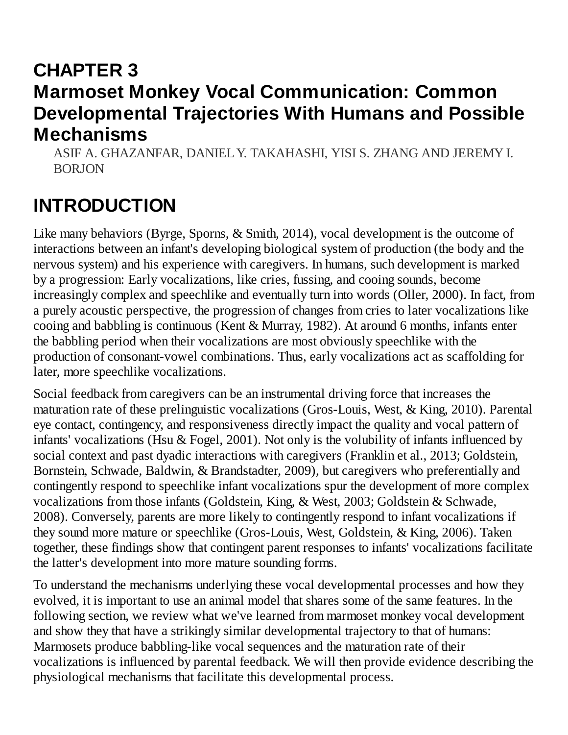# CHAPTER 3
# Marmoset Monkey Vocal Communication: Common Developmental Trajectories With Humans and Possible Mechanisms

ASIF A. GHAZANFAR, DANIEL Y. TAKAHASHI, YISI S. ZHANG AND JEREMY I. BORJON

## INTRODUCTION

Like many behaviors (Byrge, Sporns, & Smith, 2014), vocal development is the outcome of interactions between an infant's developing biological system of production (the body and the nervous system) and his experience with caregivers. In humans, such development is marked by a progression: Early vocalizations, like cries, fussing, and cooing sounds, become increasingly complex and speechlike and eventually turn into words (Oller, 2000). In fact, from a purely acoustic perspective, the progression of changes from cries to later vocalizations like cooing and babbling is continuous (Kent & Murray, 1982). At around 6 months, infants enter the babbling period when their vocalizations are most obviously speechlike with the production of consonant-vowel combinations. Thus, early vocalizations act as scaffolding for later, more speechlike vocalizations.

Social feedback from caregivers can be an instrumental driving force that increases the maturation rate of these prelinguistic vocalizations (Gros-Louis, West, & King, 2010). Parental eye contact, contingency, and responsiveness directly impact the quality and vocal pattern of infants' vocalizations (Hsu & Fogel, 2001). Not only is the volubility of infants influenced by social context and past dyadic interactions with caregivers (Franklin et al., 2013; Goldstein, Bornstein, Schwade, Baldwin, & Brandstadter, 2009), but caregivers who preferentially and contingently respond to speechlike infant vocalizations spur the development of more complex vocalizations from those infants (Goldstein, King, & West, 2003; Goldstein & Schwade, 2008). Conversely, parents are more likely to contingently respond to infant vocalizations if they sound more mature or speechlike (Gros-Louis, West, Goldstein, & King, 2006). Taken together, these findings show that contingent parent responses to infants' vocalizations facilitate the latter's development into more mature sounding forms.

To understand the mechanisms underlying these vocal developmental processes and how they evolved, it is important to use an animal model that shares some of the same features. In the following section, we review what we've learned from marmoset monkey vocal development and show they that have a strikingly similar developmental trajectory to that of humans: Marmosets produce babbling-like vocal sequences and the maturation rate of their vocalizations is influenced by parental feedback. We will then provide evidence describing the physiological mechanisms that facilitate this developmental process.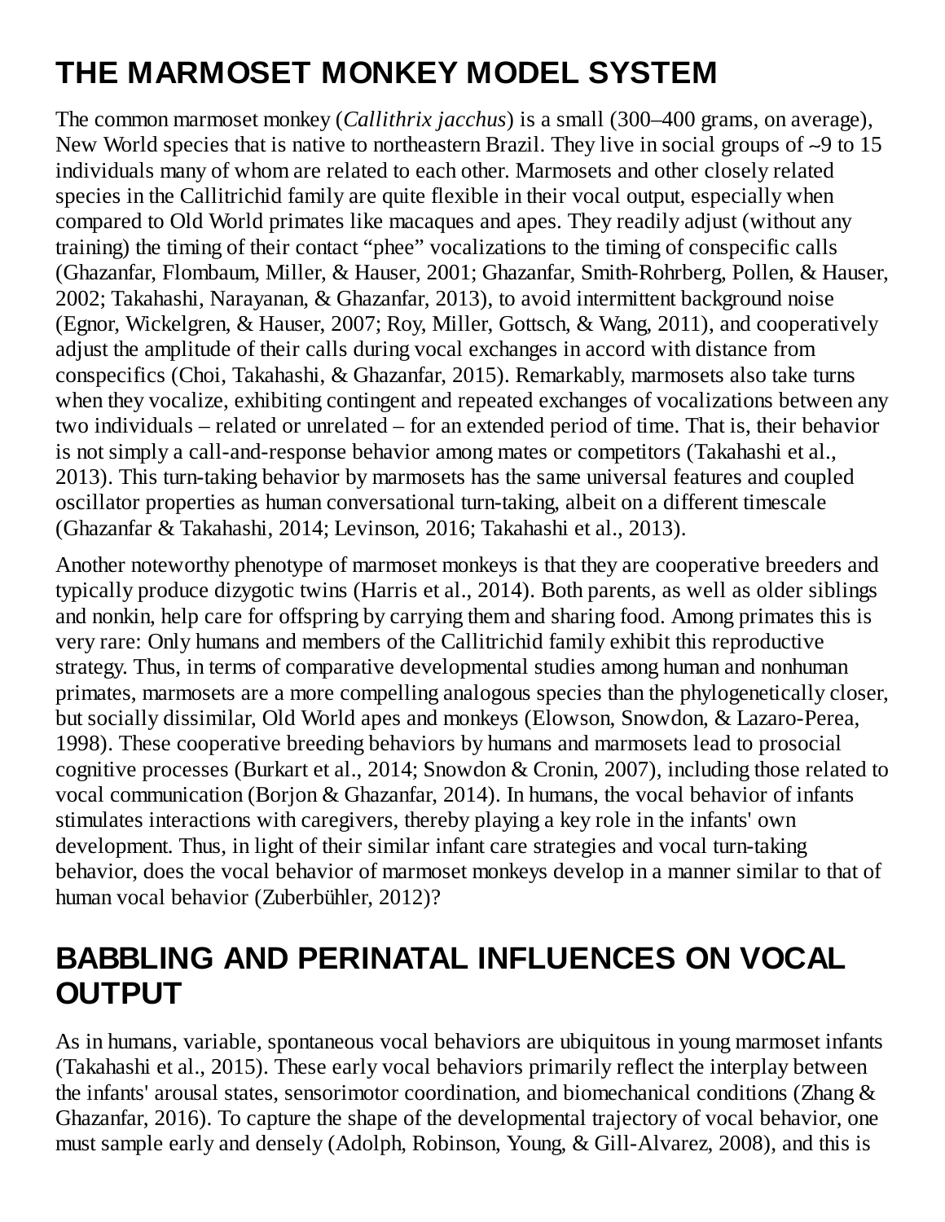# THE MARMOSET MONKEY MODEL SYSTEM

The common marmoset monkey (*Callithrix jacchus*) is a small (300–400 grams, on average), New World species that is native to northeastern Brazil. They live in social groups of ~9 to 15 individuals many of whom are related to each other. Marmosets and other closely related species in the Callitrichid family are quite flexible in their vocal output, especially when compared to Old World primates like macaques and apes. They readily adjust (without any training) the timing of their contact "phee" vocalizations to the timing of conspecific calls (Ghazanfar, Flombaum, Miller, & Hauser, 2001; Ghazanfar, Smith-Rohrberg, Pollen, & Hauser, 2002; Takahashi, Narayanan, & Ghazanfar, 2013), to avoid intermittent background noise (Egnor, Wickelgren, & Hauser, 2007; Roy, Miller, Gottsch, & Wang, 2011), and cooperatively adjust the amplitude of their calls during vocal exchanges in accord with distance from conspecifics (Choi, Takahashi, & Ghazanfar, 2015). Remarkably, marmosets also take turns when they vocalize, exhibiting contingent and repeated exchanges of vocalizations between any two individuals – related or unrelated – for an extended period of time. That is, their behavior is not simply a call-and-response behavior among mates or competitors (Takahashi et al., 2013). This turn-taking behavior by marmosets has the same universal features and coupled oscillator properties as human conversational turn-taking, albeit on a different timescale (Ghazanfar & Takahashi, 2014; Levinson, 2016; Takahashi et al., 2013).

Another noteworthy phenotype of marmoset monkeys is that they are cooperative breeders and typically produce dizygotic twins (Harris et al., 2014). Both parents, as well as older siblings and nonkin, help care for offspring by carrying them and sharing food. Among primates this is very rare: Only humans and members of the Callitrichid family exhibit this reproductive strategy. Thus, in terms of comparative developmental studies among human and nonhuman primates, marmosets are a more compelling analogous species than the phylogenetically closer, but socially dissimilar, Old World apes and monkeys (Elowson, Snowdon, & Lazaro-Perea, 1998). These cooperative breeding behaviors by humans and marmosets lead to prosocial cognitive processes (Burkart et al., 2014; Snowdon & Cronin, 2007), including those related to vocal communication (Borjon & Ghazanfar, 2014). In humans, the vocal behavior of infants stimulates interactions with caregivers, thereby playing a key role in the infants' own development. Thus, in light of their similar infant care strategies and vocal turn-taking behavior, does the vocal behavior of marmoset monkeys develop in a manner similar to that of human vocal behavior (Zuberbühler, 2012)?

# BABBLING AND PERINATAL INFLUENCES ON VOCAL OUTPUT

As in humans, variable, spontaneous vocal behaviors are ubiquitous in young marmoset infants (Takahashi et al., 2015). These early vocal behaviors primarily reflect the interplay between the infants' arousal states, sensorimotor coordination, and biomechanical conditions (Zhang & Ghazanfar, 2016). To capture the shape of the developmental trajectory of vocal behavior, one must sample early and densely (Adolph, Robinson, Young, & Gill-Alvarez, 2008), and this is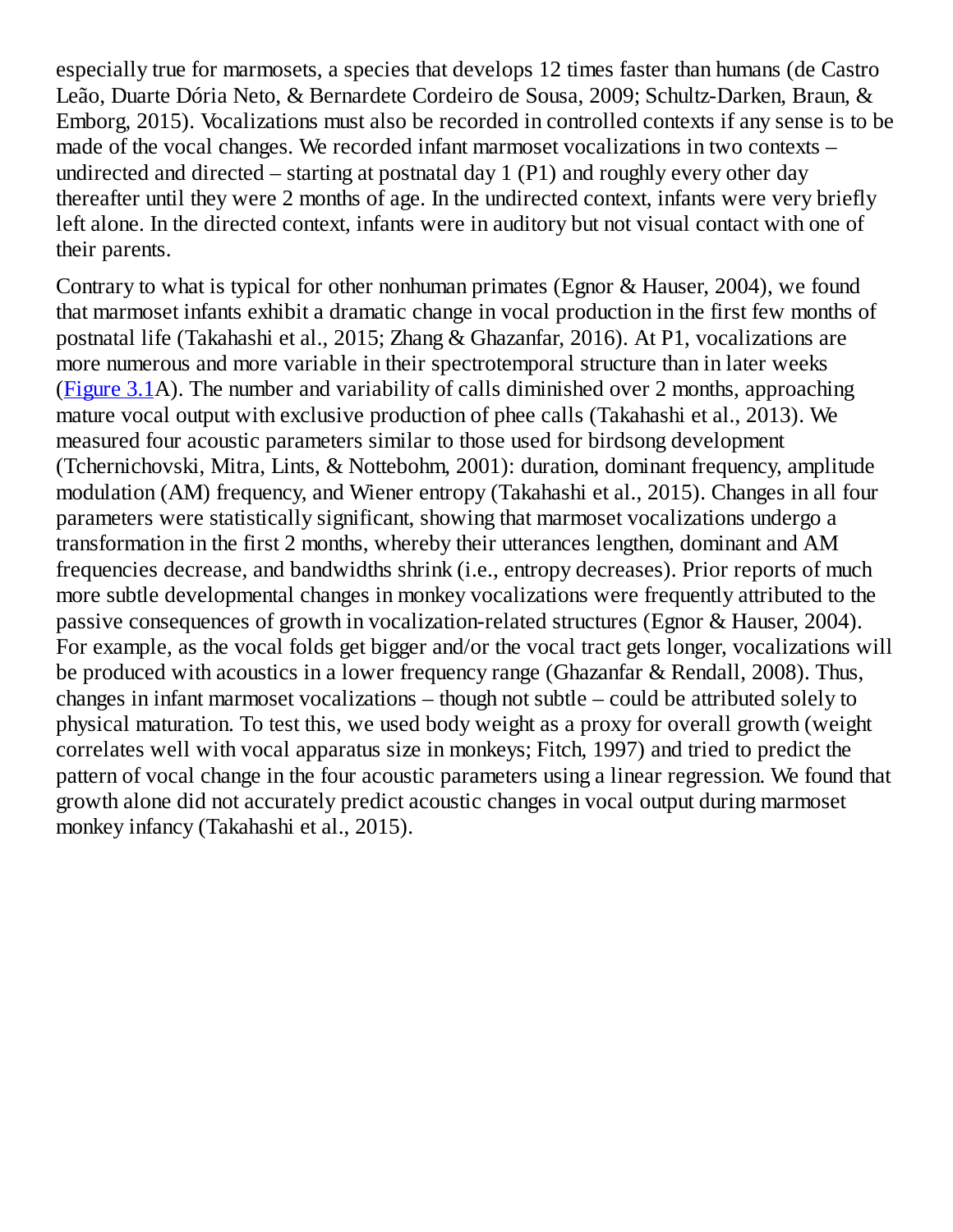especially true for marmosets, a species that develops 12 times faster than humans (de Castro Leão, Duarte Dória Neto, & Bernardete Cordeiro de Sousa, 2009; Schultz-Darken, Braun, & Emborg, 2015). Vocalizations must also be recorded in controlled contexts if any sense is to be made of the vocal changes. We recorded infant marmoset vocalizations in two contexts – undirected and directed – starting at postnatal day 1 (P1) and roughly every other day thereafter until they were 2 months of age. In the undirected context, infants were very briefly left alone. In the directed context, infants were in auditory but not visual contact with one of their parents.

Contrary to what is typical for other nonhuman primates (Egnor & Hauser, 2004), we found that marmoset infants exhibit a dramatic change in vocal production in the first few months of postnatal life (Takahashi et al., 2015; Zhang & Ghazanfar, 2016). At P1, vocalizations are more numerous and more variable in their spectrotemporal structure than in later weeks (Figure 3.1A). The number and variability of calls diminished over 2 months, approaching mature vocal output with exclusive production of phee calls (Takahashi et al., 2013). We measured four acoustic parameters similar to those used for birdsong development (Tchernichovski, Mitra, Lints, & Nottebohm, 2001): duration, dominant frequency, amplitude modulation (AM) frequency, and Wiener entropy (Takahashi et al., 2015). Changes in all four parameters were statistically significant, showing that marmoset vocalizations undergo a transformation in the first 2 months, whereby their utterances lengthen, dominant and AM frequencies decrease, and bandwidths shrink (i.e., entropy decreases). Prior reports of much more subtle developmental changes in monkey vocalizations were frequently attributed to the passive consequences of growth in vocalization-related structures (Egnor & Hauser, 2004). For example, as the vocal folds get bigger and/or the vocal tract gets longer, vocalizations will be produced with acoustics in a lower frequency range (Ghazanfar & Rendall, 2008). Thus, changes in infant marmoset vocalizations – though not subtle – could be attributed solely to physical maturation. To test this, we used body weight as a proxy for overall growth (weight correlates well with vocal apparatus size in monkeys; Fitch, 1997) and tried to predict the pattern of vocal change in the four acoustic parameters using a linear regression. We found that growth alone did not accurately predict acoustic changes in vocal output during marmoset monkey infancy (Takahashi et al., 2015).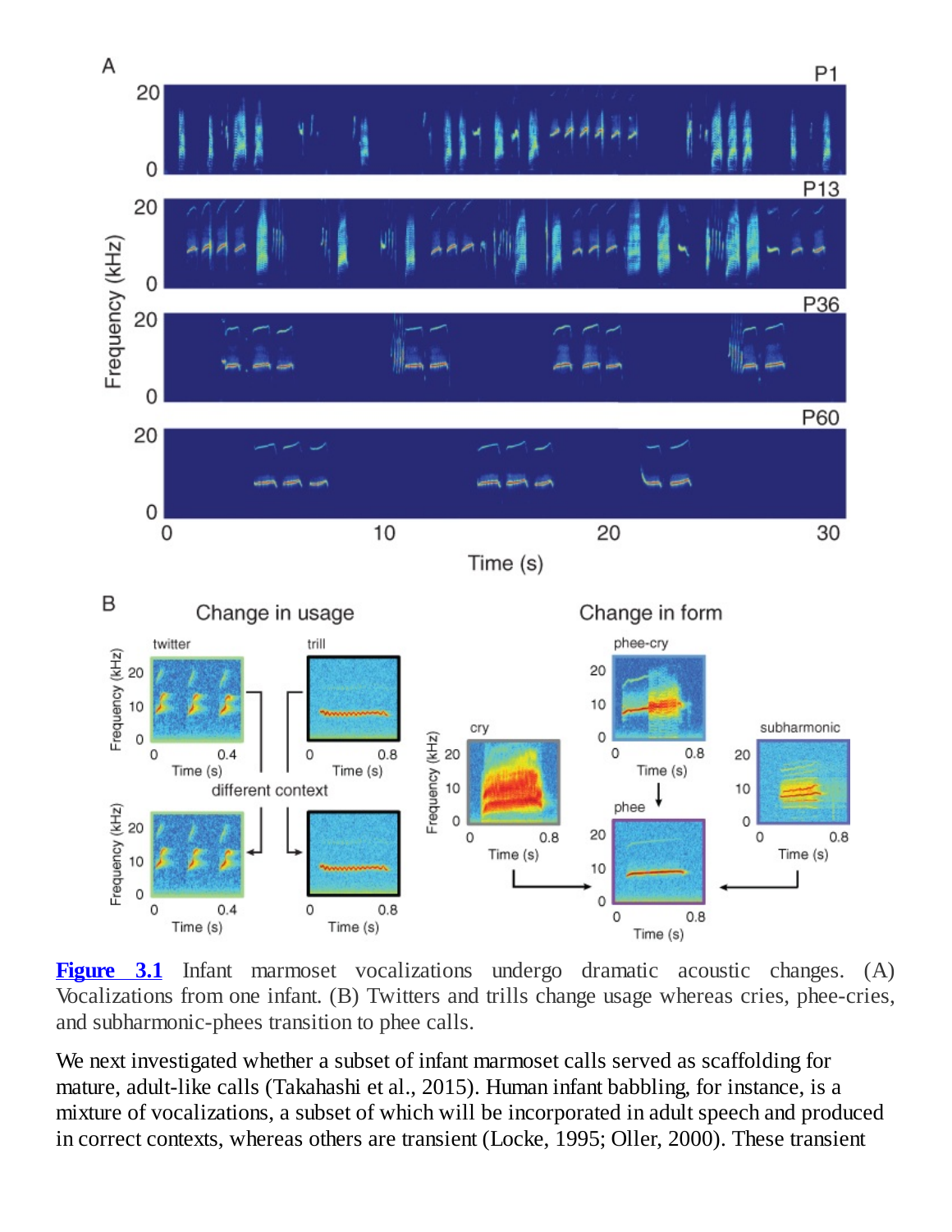**Figure 3.1** Infant marmoset vocalizations undergo dramatic acoustic changes. (A) Vocalizations from one infant. (B) Twitters and trills change usage whereas cries, phee-cries, and subharmonic-phees transition to phee calls.

We next investigated whether a subset of infant marmoset calls served as scaffolding for mature, adult-like calls (Takahashi et al., 2015). Human infant babbling, for instance, is a mixture of vocalizations, a subset of which will be incorporated in adult speech and produced in correct contexts, whereas others are transient (Locke, 1995; Oller, 2000). These transient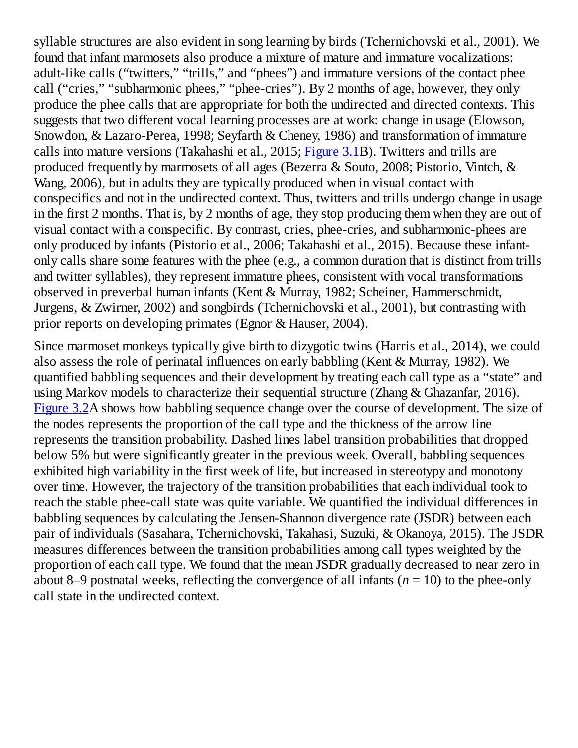syllable structures are also evident in song learning by birds (Tchernichovski et al., 2001). We found that infant marmosets also produce a mixture of mature and immature vocalizations: adult-like calls ("twitters," "trills," and "phees") and immature versions of the contact phee call ("cries," "subharmonic phees," "phee-cries"). By 2 months of age, however, they only produce the phee calls that are appropriate for both the undirected and directed contexts. This suggests that two different vocal learning processes are at work: change in usage (Elowson, Snowdon, & Lazaro-Perea, 1998; Seyfarth & Cheney, 1986) and transformation of immature calls into mature versions (Takahashi et al., 2015; Figure 3.1B). Twitters and trills are produced frequently by marmosets of all ages (Bezerra & Souto, 2008; Pistorio, Vintch, & Wang, 2006), but in adults they are typically produced when in visual contact with conspecifics and not in the undirected context. Thus, twitters and trills undergo change in usage in the first 2 months. That is, by 2 months of age, they stop producing them when they are out of visual contact with a conspecific. By contrast, cries, phee-cries, and subharmonic-phees are only produced by infants (Pistorio et al., 2006; Takahashi et al., 2015). Because these infant-only calls share some features with the phee (e.g., a common duration that is distinct from trills and twitter syllables), they represent immature phees, consistent with vocal transformations observed in preverbal human infants (Kent & Murray, 1982; Scheiner, Hammerschmidt, Jurgens, & Zwirner, 2002) and songbirds (Tchernichovski et al., 2001), but contrasting with prior reports on developing primates (Egnor & Hauser, 2004).

Since marmoset monkeys typically give birth to dizygotic twins (Harris et al., 2014), we could also assess the role of perinatal influences on early babbling (Kent & Murray, 1982). We quantified babbling sequences and their development by treating each call type as a "state" and using Markov models to characterize their sequential structure (Zhang & Ghazanfar, 2016). Figure 3.2A shows how babbling sequence change over the course of development. The size of the nodes represents the proportion of the call type and the thickness of the arrow line represents the transition probability. Dashed lines label transition probabilities that dropped below 5% but were significantly greater in the previous week. Overall, babbling sequences exhibited high variability in the first week of life, but increased in stereotypy and monotony over time. However, the trajectory of the transition probabilities that each individual took to reach the stable phee-call state was quite variable. We quantified the individual differences in babbling sequences by calculating the Jensen-Shannon divergence rate (JSDR) between each pair of individuals (Sasahara, Tchernichovski, Takahasi, Suzuki, & Okanoya, 2015). The JSDR measures differences between the transition probabilities among call types weighted by the proportion of each call type. We found that the mean JSDR gradually decreased to near zero in about 8–9 postnatal weeks, reflecting the convergence of all infants ($n = 10$) to the phee-only call state in the undirected context.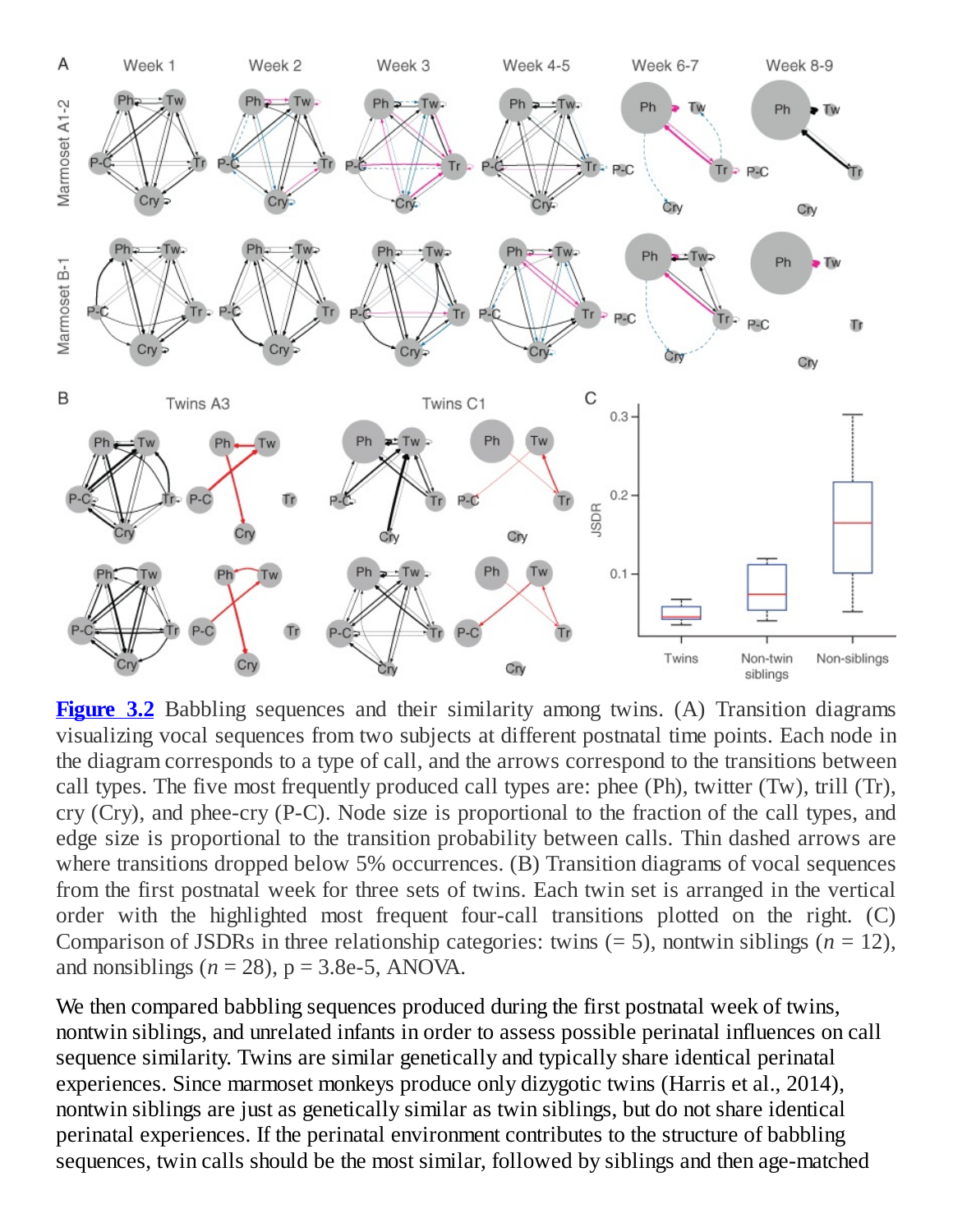**Figure 3.2** Babbling sequences and their similarity among twins. (A) Transition diagrams visualizing vocal sequences from two subjects at different postnatal time points. Each node in the diagram corresponds to a type of call, and the arrows correspond to the transitions between call types. The five most frequently produced call types are: phee (Ph), twitter (Tw), trill (Tr), cry (Cry), and phee-cry (P-C). Node size is proportional to the fraction of the call types, and edge size is proportional to the transition probability between calls. Thin dashed arrows are where transitions dropped below 5% occurrences. (B) Transition diagrams of vocal sequences from the first postnatal week for three sets of twins. Each twin set is arranged in the vertical order with the highlighted most frequent four-call transitions plotted on the right. (C) Comparison of JSDRs in three relationship categories: twins (= 5), nontwin siblings ($n$ = 12), and nonsiblings ($n$ = 28), p = 3.8e-5, ANOVA.

We then compared babbling sequences produced during the first postnatal week of twins, nontwin siblings, and unrelated infants in order to assess possible perinatal influences on call sequence similarity. Twins are similar genetically and typically share identical perinatal experiences. Since marmoset monkeys produce only dizygotic twins (Harris et al., 2014), nontwin siblings are just as genetically similar as twin siblings, but do not share identical perinatal experiences. If the perinatal environment contributes to the structure of babbling sequences, twin calls should be the most similar, followed by siblings and then age-matched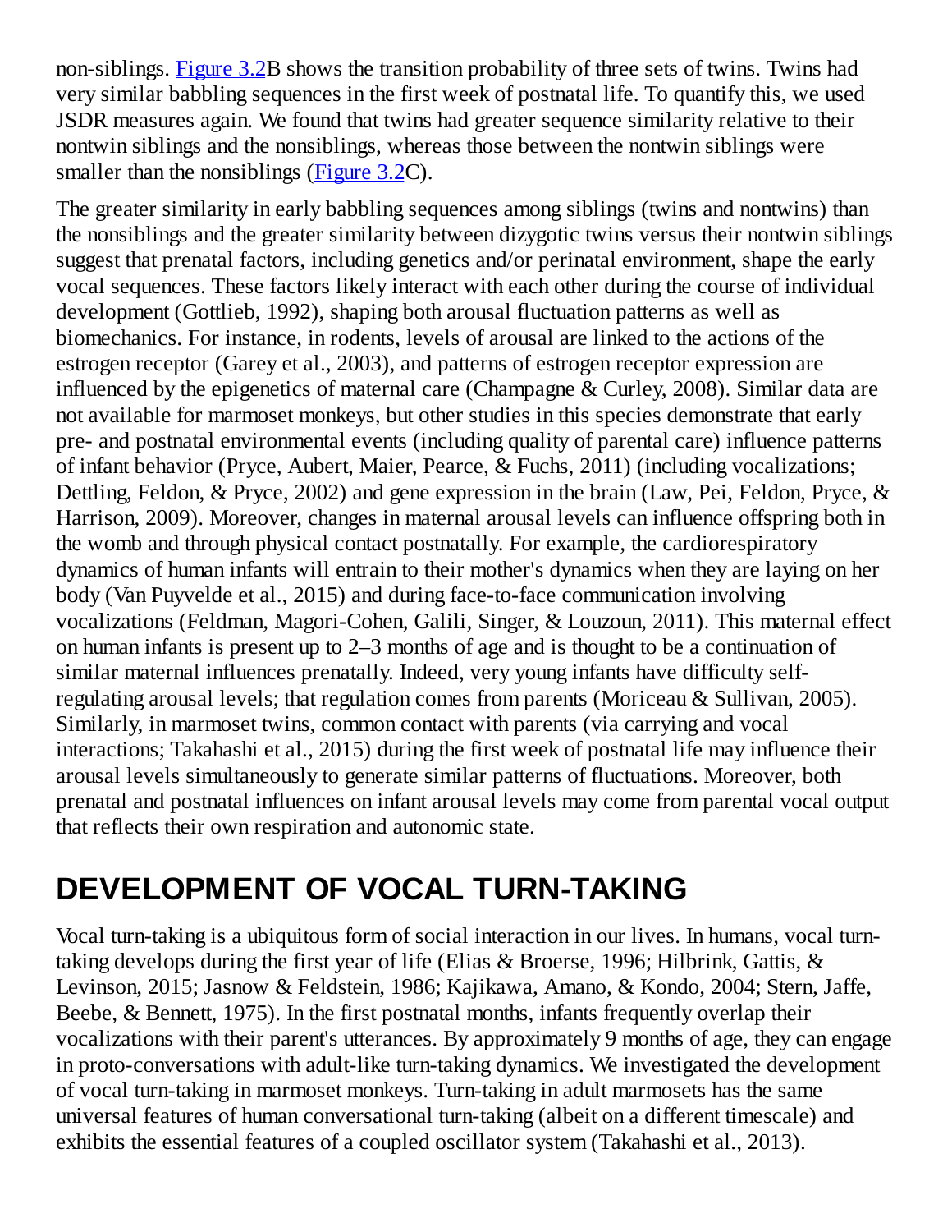non-siblings. Figure 3.2B shows the transition probability of three sets of twins. Twins had very similar babbling sequences in the first week of postnatal life. To quantify this, we used JSDR measures again. We found that twins had greater sequence similarity relative to their nontwin siblings and the nonsiblings, whereas those between the nontwin siblings were smaller than the nonsiblings (Figure 3.2C).

The greater similarity in early babbling sequences among siblings (twins and nontwins) than the nonsiblings and the greater similarity between dizygotic twins versus their nontwin siblings suggest that prenatal factors, including genetics and/or perinatal environment, shape the early vocal sequences. These factors likely interact with each other during the course of individual development (Gottlieb, 1992), shaping both arousal fluctuation patterns as well as biomechanics. For instance, in rodents, levels of arousal are linked to the actions of the estrogen receptor (Garey et al., 2003), and patterns of estrogen receptor expression are influenced by the epigenetics of maternal care (Champagne & Curley, 2008). Similar data are not available for marmoset monkeys, but other studies in this species demonstrate that early pre- and postnatal environmental events (including quality of parental care) influence patterns of infant behavior (Pryce, Aubert, Maier, Pearce, & Fuchs, 2011) (including vocalizations; Dettling, Feldon, & Pryce, 2002) and gene expression in the brain (Law, Pei, Feldon, Pryce, & Harrison, 2009). Moreover, changes in maternal arousal levels can influence offspring both in the womb and through physical contact postnatally. For example, the cardiorespiratory dynamics of human infants will entrain to their mother's dynamics when they are laying on her body (Van Puyvelde et al., 2015) and during face-to-face communication involving vocalizations (Feldman, Magori-Cohen, Galili, Singer, & Louzoun, 2011). This maternal effect on human infants is present up to 2–3 months of age and is thought to be a continuation of similar maternal influences prenatally. Indeed, very young infants have difficulty self-regulating arousal levels; that regulation comes from parents (Moriceau & Sullivan, 2005). Similarly, in marmoset twins, common contact with parents (via carrying and vocal interactions; Takahashi et al., 2015) during the first week of postnatal life may influence their arousal levels simultaneously to generate similar patterns of fluctuations. Moreover, both prenatal and postnatal influences on infant arousal levels may come from parental vocal output that reflects their own respiration and autonomic state.

## DEVELOPMENT OF VOCAL TURN-TAKING

Vocal turn-taking is a ubiquitous form of social interaction in our lives. In humans, vocal turn-taking develops during the first year of life (Elias & Broerse, 1996; Hilbrink, Gattis, & Levinson, 2015; Jasnow & Feldstein, 1986; Kajikawa, Amano, & Kondo, 2004; Stern, Jaffe, Beebe, & Bennett, 1975). In the first postnatal months, infants frequently overlap their vocalizations with their parent's utterances. By approximately 9 months of age, they can engage in proto-conversations with adult-like turn-taking dynamics. We investigated the development of vocal turn-taking in marmoset monkeys. Turn-taking in adult marmosets has the same universal features of human conversational turn-taking (albeit on a different timescale) and exhibits the essential features of a coupled oscillator system (Takahashi et al., 2013).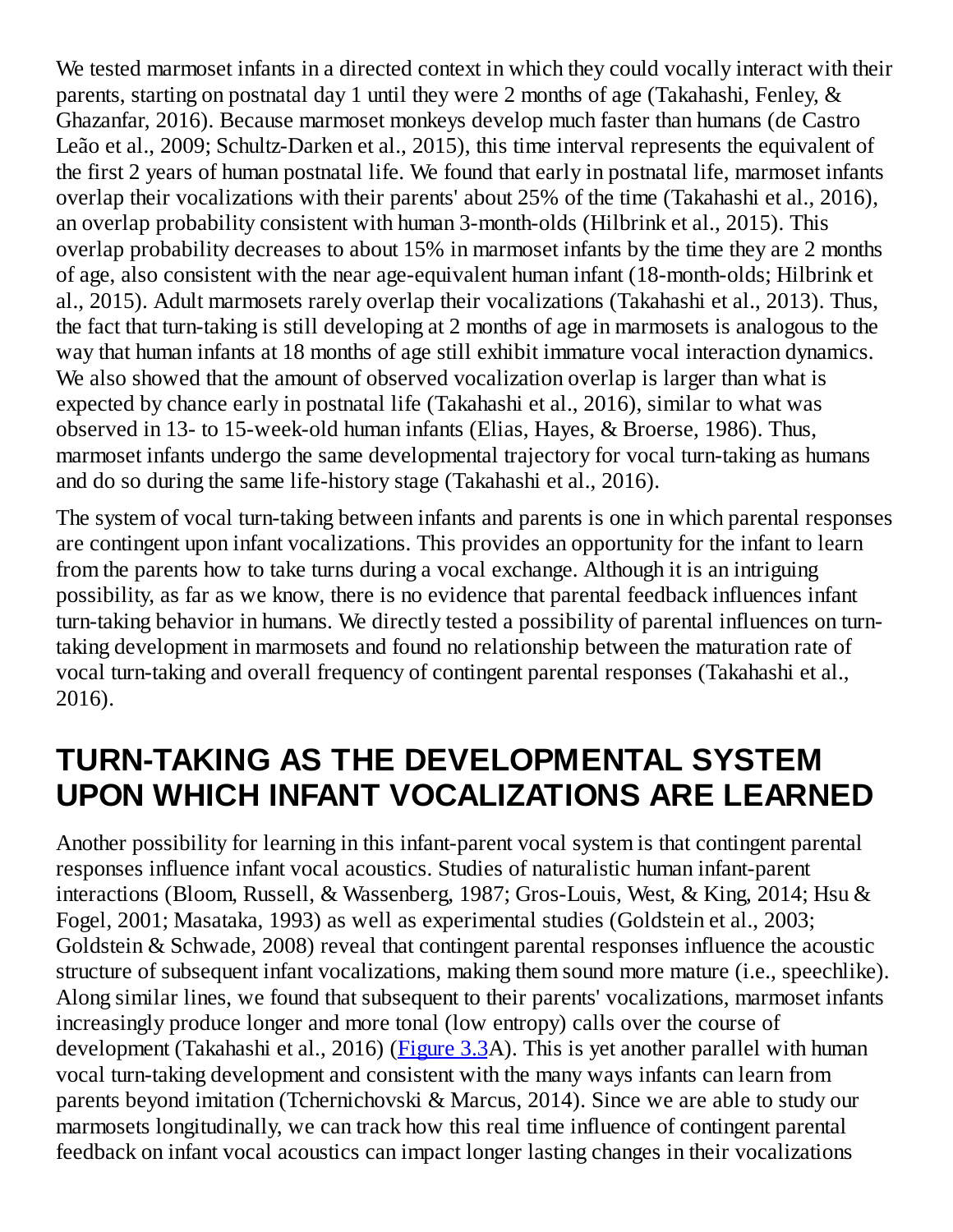We tested marmoset infants in a directed context in which they could vocally interact with their parents, starting on postnatal day 1 until they were 2 months of age (Takahashi, Fenley, & Ghazanfar, 2016). Because marmoset monkeys develop much faster than humans (de Castro Leão et al., 2009; Schultz-Darken et al., 2015), this time interval represents the equivalent of the first 2 years of human postnatal life. We found that early in postnatal life, marmoset infants overlap their vocalizations with their parents' about 25% of the time (Takahashi et al., 2016), an overlap probability consistent with human 3-month-olds (Hilbrink et al., 2015). This overlap probability decreases to about 15% in marmoset infants by the time they are 2 months of age, also consistent with the near age-equivalent human infant (18-month-olds; Hilbrink et al., 2015). Adult marmosets rarely overlap their vocalizations (Takahashi et al., 2013). Thus, the fact that turn-taking is still developing at 2 months of age in marmosets is analogous to the way that human infants at 18 months of age still exhibit immature vocal interaction dynamics. We also showed that the amount of observed vocalization overlap is larger than what is expected by chance early in postnatal life (Takahashi et al., 2016), similar to what was observed in 13- to 15-week-old human infants (Elias, Hayes, & Broerse, 1986). Thus, marmoset infants undergo the same developmental trajectory for vocal turn-taking as humans and do so during the same life-history stage (Takahashi et al., 2016).

The system of vocal turn-taking between infants and parents is one in which parental responses are contingent upon infant vocalizations. This provides an opportunity for the infant to learn from the parents how to take turns during a vocal exchange. Although it is an intriguing possibility, as far as we know, there is no evidence that parental feedback influences infant turn-taking behavior in humans. We directly tested a possibility of parental influences on turn-taking development in marmosets and found no relationship between the maturation rate of vocal turn-taking and overall frequency of contingent parental responses (Takahashi et al., 2016).

## TURN-TAKING AS THE DEVELOPMENTAL SYSTEM UPON WHICH INFANT VOCALIZATIONS ARE LEARNED

Another possibility for learning in this infant-parent vocal system is that contingent parental responses influence infant vocal acoustics. Studies of naturalistic human infant-parent interactions (Bloom, Russell, & Wassenberg, 1987; Gros-Louis, West, & King, 2014; Hsu & Fogel, 2001; Masataka, 1993) as well as experimental studies (Goldstein et al., 2003; Goldstein & Schwade, 2008) reveal that contingent parental responses influence the acoustic structure of subsequent infant vocalizations, making them sound more mature (i.e., speechlike). Along similar lines, we found that subsequent to their parents' vocalizations, marmoset infants increasingly produce longer and more tonal (low entropy) calls over the course of development (Takahashi et al., 2016) (Figure 3.3A). This is yet another parallel with human vocal turn-taking development and consistent with the many ways infants can learn from parents beyond imitation (Tchernichovski & Marcus, 2014). Since we are able to study our marmosets longitudinally, we can track how this real time influence of contingent parental feedback on infant vocal acoustics can impact longer lasting changes in their vocalizations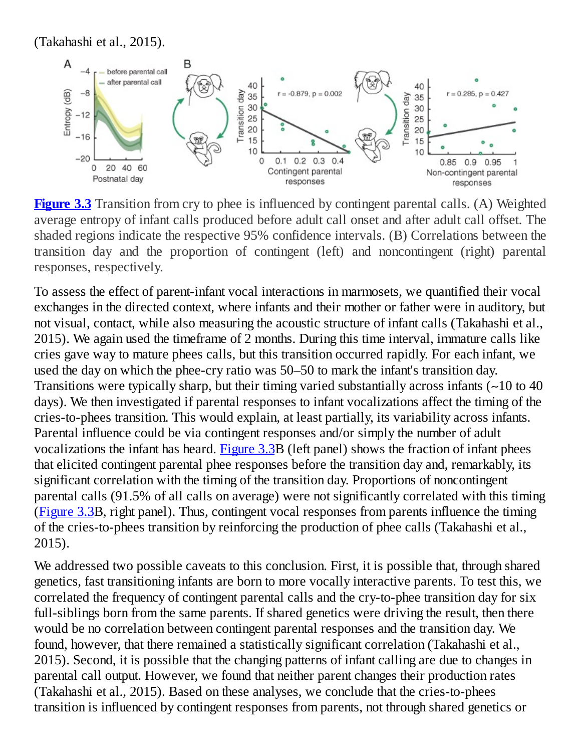(Takahashi et al., 2015).

**Figure 3.3** Transition from cry to phee is influenced by contingent parental calls. (A) Weighted average entropy of infant calls produced before adult call onset and after adult call offset. The shaded regions indicate the respective 95% confidence intervals. (B) Correlations between the transition day and the proportion of contingent (left) and noncontingent (right) parental responses, respectively.

To assess the effect of parent-infant vocal interactions in marmosets, we quantified their vocal exchanges in the directed context, where infants and their mother or father were in auditory, but not visual, contact, while also measuring the acoustic structure of infant calls (Takahashi et al., 2015). We again used the timeframe of 2 months. During this time interval, immature calls like cries gave way to mature phees calls, but this transition occurred rapidly. For each infant, we used the day on which the phee-cry ratio was 50–50 to mark the infant's transition day. Transitions were typically sharp, but their timing varied substantially across infants (~10 to 40 days). We then investigated if parental responses to infant vocalizations affect the timing of the cries-to-phees transition. This would explain, at least partially, its variability across infants. Parental influence could be via contingent responses and/or simply the number of adult vocalizations the infant has heard. Figure 3.3B (left panel) shows the fraction of infant phees that elicited contingent parental phee responses before the transition day and, remarkably, its significant correlation with the timing of the transition day. Proportions of noncontingent parental calls (91.5% of all calls on average) were not significantly correlated with this timing (Figure 3.3B, right panel). Thus, contingent vocal responses from parents influence the timing of the cries-to-phees transition by reinforcing the production of phee calls (Takahashi et al., 2015).

We addressed two possible caveats to this conclusion. First, it is possible that, through shared genetics, fast transitioning infants are born to more vocally interactive parents. To test this, we correlated the frequency of contingent parental calls and the cry-to-phee transition day for six full-siblings born from the same parents. If shared genetics were driving the result, then there would be no correlation between contingent parental responses and the transition day. We found, however, that there remained a statistically significant correlation (Takahashi et al., 2015). Second, it is possible that the changing patterns of infant calling are due to changes in parental call output. However, we found that neither parent changes their production rates (Takahashi et al., 2015). Based on these analyses, we conclude that the cries-to-phees transition is influenced by contingent responses from parents, not through shared genetics or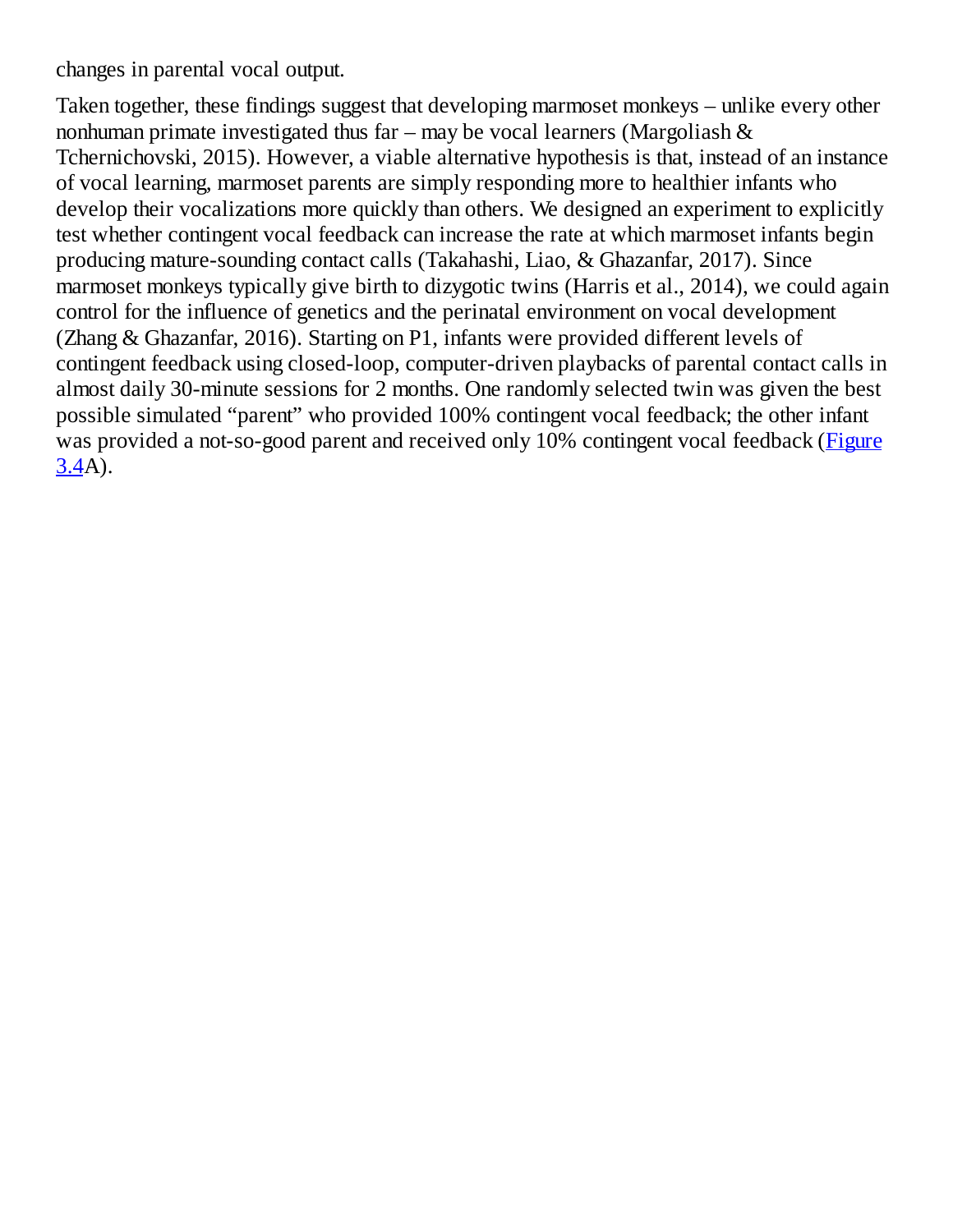changes in parental vocal output.

Taken together, these findings suggest that developing marmoset monkeys – unlike every other nonhuman primate investigated thus far – may be vocal learners (Margoliash & Tchernichovski, 2015). However, a viable alternative hypothesis is that, instead of an instance of vocal learning, marmoset parents are simply responding more to healthier infants who develop their vocalizations more quickly than others. We designed an experiment to explicitly test whether contingent vocal feedback can increase the rate at which marmoset infants begin producing mature-sounding contact calls (Takahashi, Liao, & Ghazanfar, 2017). Since marmoset monkeys typically give birth to dizygotic twins (Harris et al., 2014), we could again control for the influence of genetics and the perinatal environment on vocal development (Zhang & Ghazanfar, 2016). Starting on P1, infants were provided different levels of contingent feedback using closed-loop, computer-driven playbacks of parental contact calls in almost daily 30-minute sessions for 2 months. One randomly selected twin was given the best possible simulated "parent" who provided 100% contingent vocal feedback; the other infant was provided a not-so-good parent and received only 10% contingent vocal feedback (Figure 3.4A).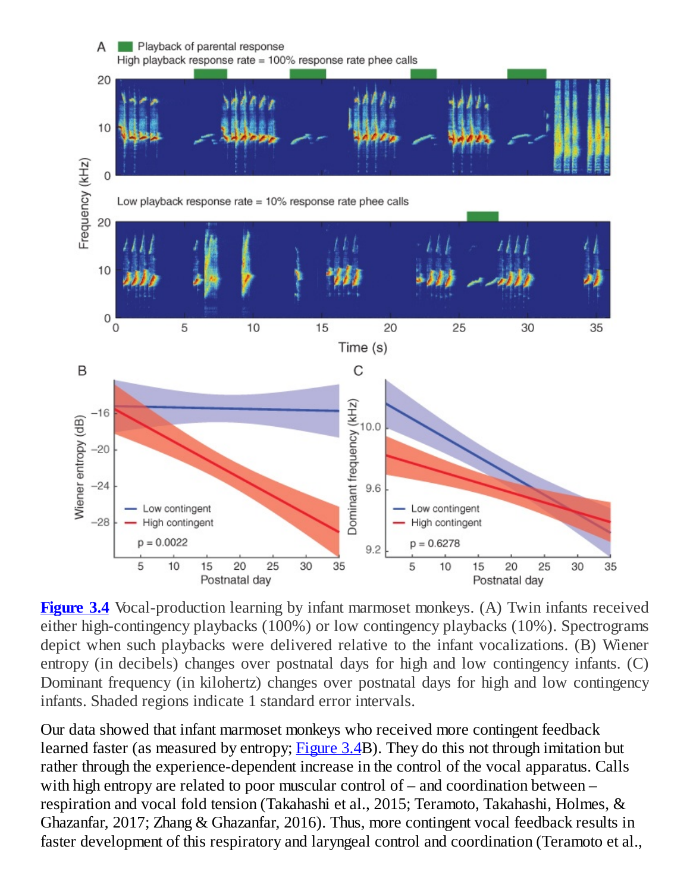**Figure 3.4** Vocal-production learning by infant marmoset monkeys. (A) Twin infants received either high-contingency playbacks (100%) or low contingency playbacks (10%). Spectrograms depict when such playbacks were delivered relative to the infant vocalizations. (B) Wiener entropy (in decibels) changes over postnatal days for high and low contingency infants. (C) Dominant frequency (in kilohertz) changes over postnatal days for high and low contingency infants. Shaded regions indicate 1 standard error intervals.

Our data showed that infant marmoset monkeys who received more contingent feedback learned faster (as measured by entropy; Figure 3.4B). They do this not through imitation but rather through the experience-dependent increase in the control of the vocal apparatus. Calls with high entropy are related to poor muscular control of – and coordination between – respiration and vocal fold tension (Takahashi et al., 2015; Teramoto, Takahashi, Holmes, & Ghazanfar, 2017; Zhang & Ghazanfar, 2016). Thus, more contingent vocal feedback results in faster development of this respiratory and laryngeal control and coordination (Teramoto et al.,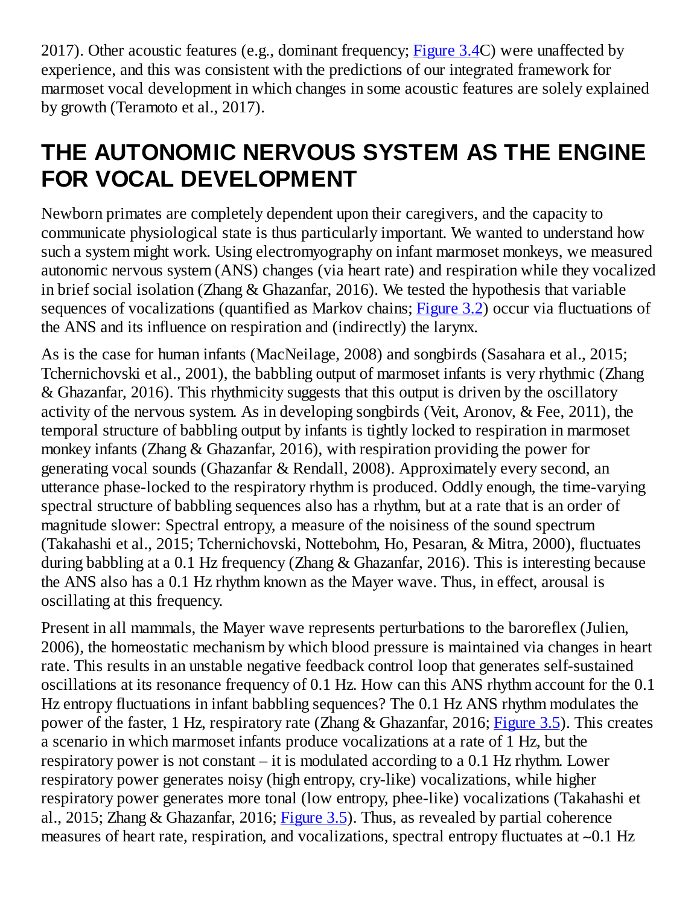2017). Other acoustic features (e.g., dominant frequency; Figure 3.4C) were unaffected by experience, and this was consistent with the predictions of our integrated framework for marmoset vocal development in which changes in some acoustic features are solely explained by growth (Teramoto et al., 2017).

# THE AUTONOMIC NERVOUS SYSTEM AS THE ENGINE FOR VOCAL DEVELOPMENT

Newborn primates are completely dependent upon their caregivers, and the capacity to communicate physiological state is thus particularly important. We wanted to understand how such a system might work. Using electromyography on infant marmoset monkeys, we measured autonomic nervous system (ANS) changes (via heart rate) and respiration while they vocalized in brief social isolation (Zhang & Ghazanfar, 2016). We tested the hypothesis that variable sequences of vocalizations (quantified as Markov chains; Figure 3.2) occur via fluctuations of the ANS and its influence on respiration and (indirectly) the larynx.

As is the case for human infants (MacNeilage, 2008) and songbirds (Sasahara et al., 2015; Tchernichovski et al., 2001), the babbling output of marmoset infants is very rhythmic (Zhang & Ghazanfar, 2016). This rhythmicity suggests that this output is driven by the oscillatory activity of the nervous system. As in developing songbirds (Veit, Aronov, & Fee, 2011), the temporal structure of babbling output by infants is tightly locked to respiration in marmoset monkey infants (Zhang & Ghazanfar, 2016), with respiration providing the power for generating vocal sounds (Ghazanfar & Rendall, 2008). Approximately every second, an utterance phase-locked to the respiratory rhythm is produced. Oddly enough, the time-varying spectral structure of babbling sequences also has a rhythm, but at a rate that is an order of magnitude slower: Spectral entropy, a measure of the noisiness of the sound spectrum (Takahashi et al., 2015; Tchernichovski, Nottebohm, Ho, Pesaran, & Mitra, 2000), fluctuates during babbling at a 0.1 Hz frequency (Zhang & Ghazanfar, 2016). This is interesting because the ANS also has a 0.1 Hz rhythm known as the Mayer wave. Thus, in effect, arousal is oscillating at this frequency.

Present in all mammals, the Mayer wave represents perturbations to the baroreflex (Julien, 2006), the homeostatic mechanism by which blood pressure is maintained via changes in heart rate. This results in an unstable negative feedback control loop that generates self-sustained oscillations at its resonance frequency of 0.1 Hz. How can this ANS rhythm account for the 0.1 Hz entropy fluctuations in infant babbling sequences? The 0.1 Hz ANS rhythm modulates the power of the faster, 1 Hz, respiratory rate (Zhang & Ghazanfar, 2016; Figure 3.5). This creates a scenario in which marmoset infants produce vocalizations at a rate of 1 Hz, but the respiratory power is not constant – it is modulated according to a 0.1 Hz rhythm. Lower respiratory power generates noisy (high entropy, cry-like) vocalizations, while higher respiratory power generates more tonal (low entropy, phee-like) vocalizations (Takahashi et al., 2015; Zhang & Ghazanfar, 2016; Figure 3.5). Thus, as revealed by partial coherence measures of heart rate, respiration, and vocalizations, spectral entropy fluctuates at ~0.1 Hz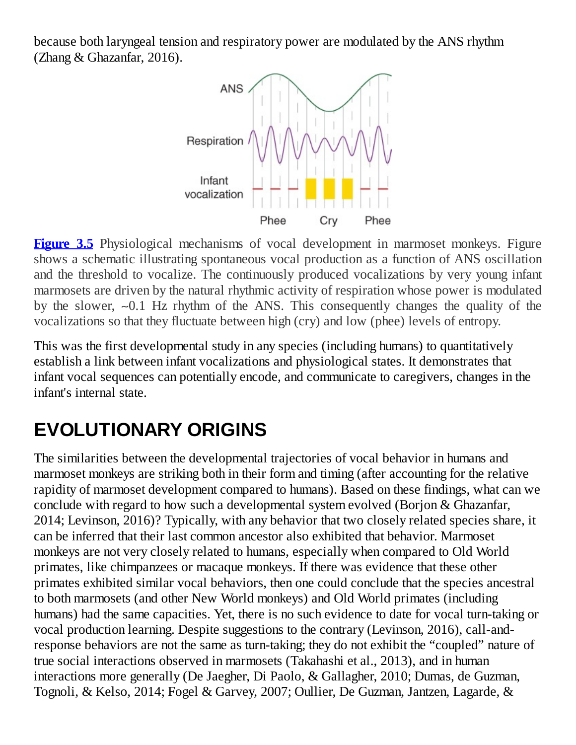because both laryngeal tension and respiratory power are modulated by the ANS rhythm (Zhang & Ghazanfar, 2016).

ANS

Respiration

Infant vocalization

Phee

Cry

Phee

**Figure 3.5** Physiological mechanisms of vocal development in marmoset monkeys. Figure shows a schematic illustrating spontaneous vocal production as a function of ANS oscillation and the threshold to vocalize. The continuously produced vocalizations by very young infant marmosets are driven by the natural rhythmic activity of respiration whose power is modulated by the slower, ~0.1 Hz rhythm of the ANS. This consequently changes the quality of the vocalizations so that they fluctuate between high (cry) and low (phee) levels of entropy.

This was the first developmental study in any species (including humans) to quantitatively establish a link between infant vocalizations and physiological states. It demonstrates that infant vocal sequences can potentially encode, and communicate to caregivers, changes in the infant's internal state.

## EVOLUTIONARY ORIGINS

The similarities between the developmental trajectories of vocal behavior in humans and marmoset monkeys are striking both in their form and timing (after accounting for the relative rapidity of marmoset development compared to humans). Based on these findings, what can we conclude with regard to how such a developmental system evolved (Borjon & Ghazanfar, 2014; Levinson, 2016)? Typically, with any behavior that two closely related species share, it can be inferred that their last common ancestor also exhibited that behavior. Marmoset monkeys are not very closely related to humans, especially when compared to Old World primates, like chimpanzees or macaque monkeys. If there was evidence that these other primates exhibited similar vocal behaviors, then one could conclude that the species ancestral to both marmosets (and other New World monkeys) and Old World primates (including humans) had the same capacities. Yet, there is no such evidence to date for vocal turn-taking or vocal production learning. Despite suggestions to the contrary (Levinson, 2016), call-and-response behaviors are not the same as turn-taking; they do not exhibit the "coupled" nature of true social interactions observed in marmosets (Takahashi et al., 2013), and in human interactions more generally (De Jaegher, Di Paolo, & Gallagher, 2010; Dumas, de Guzman, Tognoli, & Kelso, 2014; Fogel & Garvey, 2007; Oullier, De Guzman, Jantzen, Lagarde, &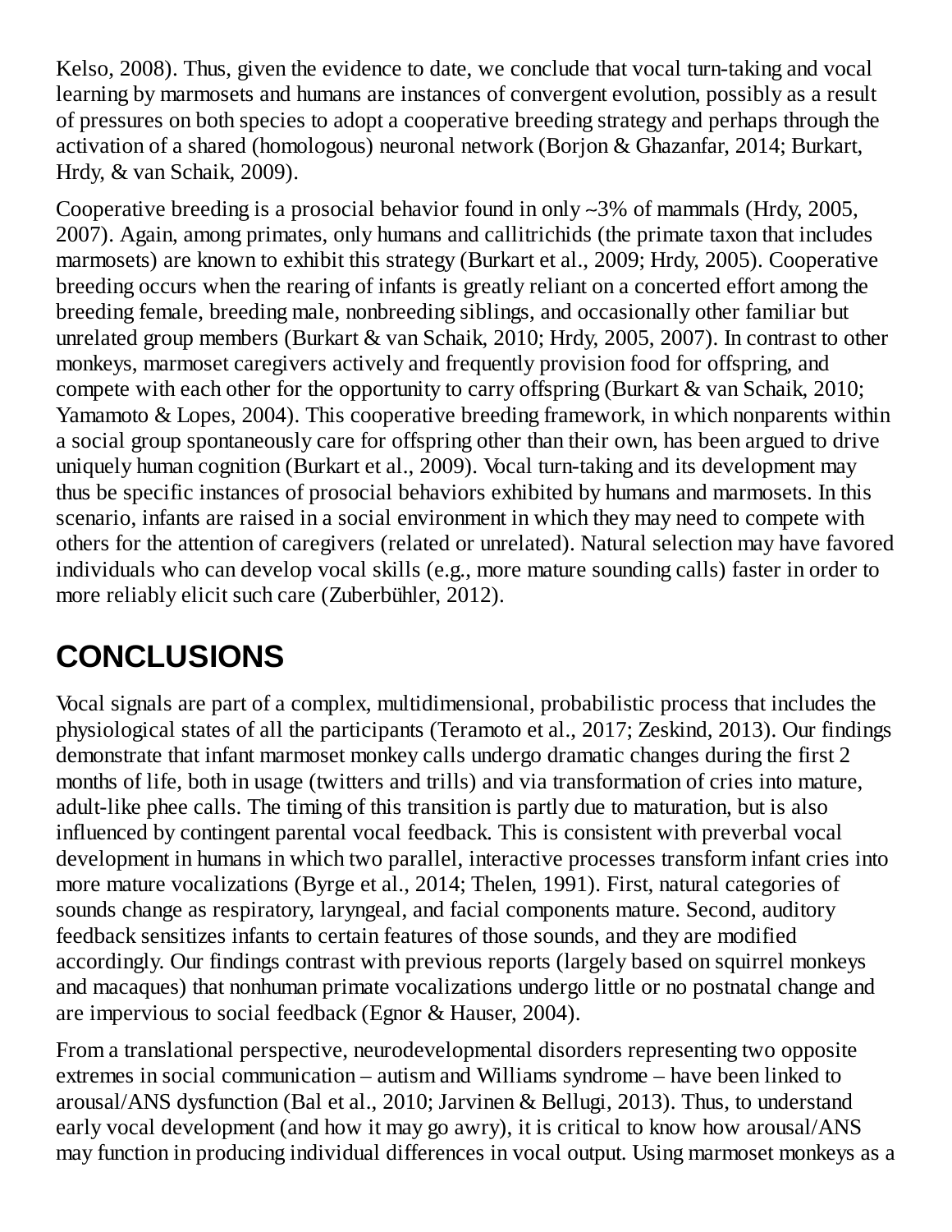Kelso, 2008). Thus, given the evidence to date, we conclude that vocal turn-taking and vocal learning by marmosets and humans are instances of convergent evolution, possibly as a result of pressures on both species to adopt a cooperative breeding strategy and perhaps through the activation of a shared (homologous) neuronal network (Borjon & Ghazanfar, 2014; Burkart, Hrdy, & van Schaik, 2009).

Cooperative breeding is a prosocial behavior found in only ~3% of mammals (Hrdy, 2005, 2007). Again, among primates, only humans and callitrichids (the primate taxon that includes marmosets) are known to exhibit this strategy (Burkart et al., 2009; Hrdy, 2005). Cooperative breeding occurs when the rearing of infants is greatly reliant on a concerted effort among the breeding female, breeding male, nonbreeding siblings, and occasionally other familiar but unrelated group members (Burkart & van Schaik, 2010; Hrdy, 2005, 2007). In contrast to other monkeys, marmoset caregivers actively and frequently provision food for offspring, and compete with each other for the opportunity to carry offspring (Burkart & van Schaik, 2010; Yamamoto & Lopes, 2004). This cooperative breeding framework, in which nonparents within a social group spontaneously care for offspring other than their own, has been argued to drive uniquely human cognition (Burkart et al., 2009). Vocal turn-taking and its development may thus be specific instances of prosocial behaviors exhibited by humans and marmosets. In this scenario, infants are raised in a social environment in which they may need to compete with others for the attention of caregivers (related or unrelated). Natural selection may have favored individuals who can develop vocal skills (e.g., more mature sounding calls) faster in order to more reliably elicit such care (Zuberbühler, 2012).

## CONCLUSIONS

Vocal signals are part of a complex, multidimensional, probabilistic process that includes the physiological states of all the participants (Teramoto et al., 2017; Zeskind, 2013). Our findings demonstrate that infant marmoset monkey calls undergo dramatic changes during the first 2 months of life, both in usage (twitters and trills) and via transformation of cries into mature, adult-like phee calls. The timing of this transition is partly due to maturation, but is also influenced by contingent parental vocal feedback. This is consistent with preverbal vocal development in humans in which two parallel, interactive processes transform infant cries into more mature vocalizations (Byrge et al., 2014; Thelen, 1991). First, natural categories of sounds change as respiratory, laryngeal, and facial components mature. Second, auditory feedback sensitizes infants to certain features of those sounds, and they are modified accordingly. Our findings contrast with previous reports (largely based on squirrel monkeys and macaques) that nonhuman primate vocalizations undergo little or no postnatal change and are impervious to social feedback (Egnor & Hauser, 2004).

From a translational perspective, neurodevelopmental disorders representing two opposite extremes in social communication – autism and Williams syndrome – have been linked to arousal/ANS dysfunction (Bal et al., 2010; Jarvinen & Bellugi, 2013). Thus, to understand early vocal development (and how it may go awry), it is critical to know how arousal/ANS may function in producing individual differences in vocal output. Using marmoset monkeys as a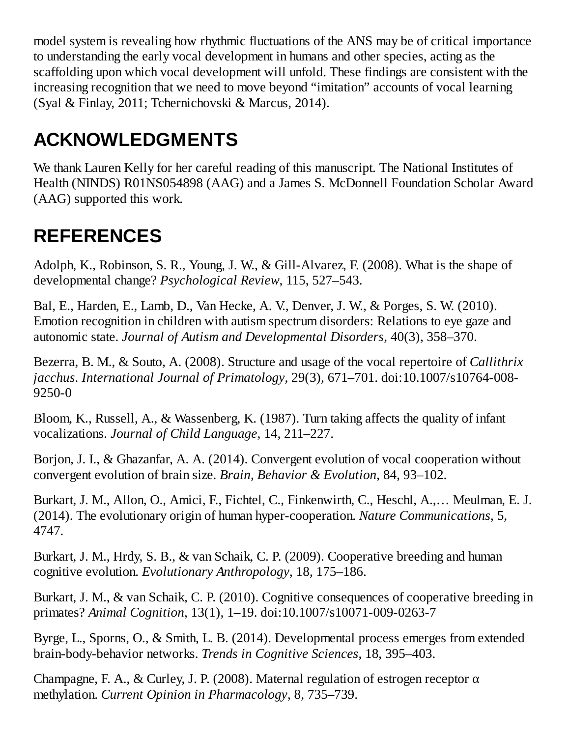model system is revealing how rhythmic fluctuations of the ANS may be of critical importance to understanding the early vocal development in humans and other species, acting as the scaffolding upon which vocal development will unfold. These findings are consistent with the increasing recognition that we need to move beyond "imitation" accounts of vocal learning (Syal & Finlay, 2011; Tchernichovski & Marcus, 2014).

## ACKNOWLEDGMENTS

We thank Lauren Kelly for her careful reading of this manuscript. The National Institutes of Health (NINDS) R01NS054898 (AAG) and a James S. McDonnell Foundation Scholar Award (AAG) supported this work.

## REFERENCES

Adolph, K., Robinson, S. R., Young, J. W., & Gill-Alvarez, F. (2008). What is the shape of developmental change? *Psychological Review*, 115, 527–543.

Bal, E., Harden, E., Lamb, D., Van Hecke, A. V., Denver, J. W., & Porges, S. W. (2010). Emotion recognition in children with autism spectrum disorders: Relations to eye gaze and autonomic state. *Journal of Autism and Developmental Disorders*, 40(3), 358–370.

Bezerra, B. M., & Souto, A. (2008). Structure and usage of the vocal repertoire of *Callithrix jacchus*. *International Journal of Primatology*, 29(3), 671–701. doi:10.1007/s10764-008-9250-0

Bloom, K., Russell, A., & Wassenberg, K. (1987). Turn taking affects the quality of infant vocalizations. *Journal of Child Language*, 14, 211–227.

Borjon, J. I., & Ghazanfar, A. A. (2014). Convergent evolution of vocal cooperation without convergent evolution of brain size. *Brain, Behavior & Evolution*, 84, 93–102.

Burkart, J. M., Allon, O., Amici, F., Fichtel, C., Finkenwirth, C., Heschl, A.,… Meulman, E. J. (2014). The evolutionary origin of human hyper-cooperation. *Nature Communications*, 5, 4747.

Burkart, J. M., Hrdy, S. B., & van Schaik, C. P. (2009). Cooperative breeding and human cognitive evolution. *Evolutionary Anthropology*, 18, 175–186.

Burkart, J. M., & van Schaik, C. P. (2010). Cognitive consequences of cooperative breeding in primates? *Animal Cognition*, 13(1), 1–19. doi:10.1007/s10071-009-0263-7

Byrge, L., Sporns, O., & Smith, L. B. (2014). Developmental process emerges from extended brain-body-behavior networks. *Trends in Cognitive Sciences*, 18, 395–403.

Champagne, F. A., & Curley, J. P. (2008). Maternal regulation of estrogen receptor α methylation. *Current Opinion in Pharmacology*, 8, 735–739.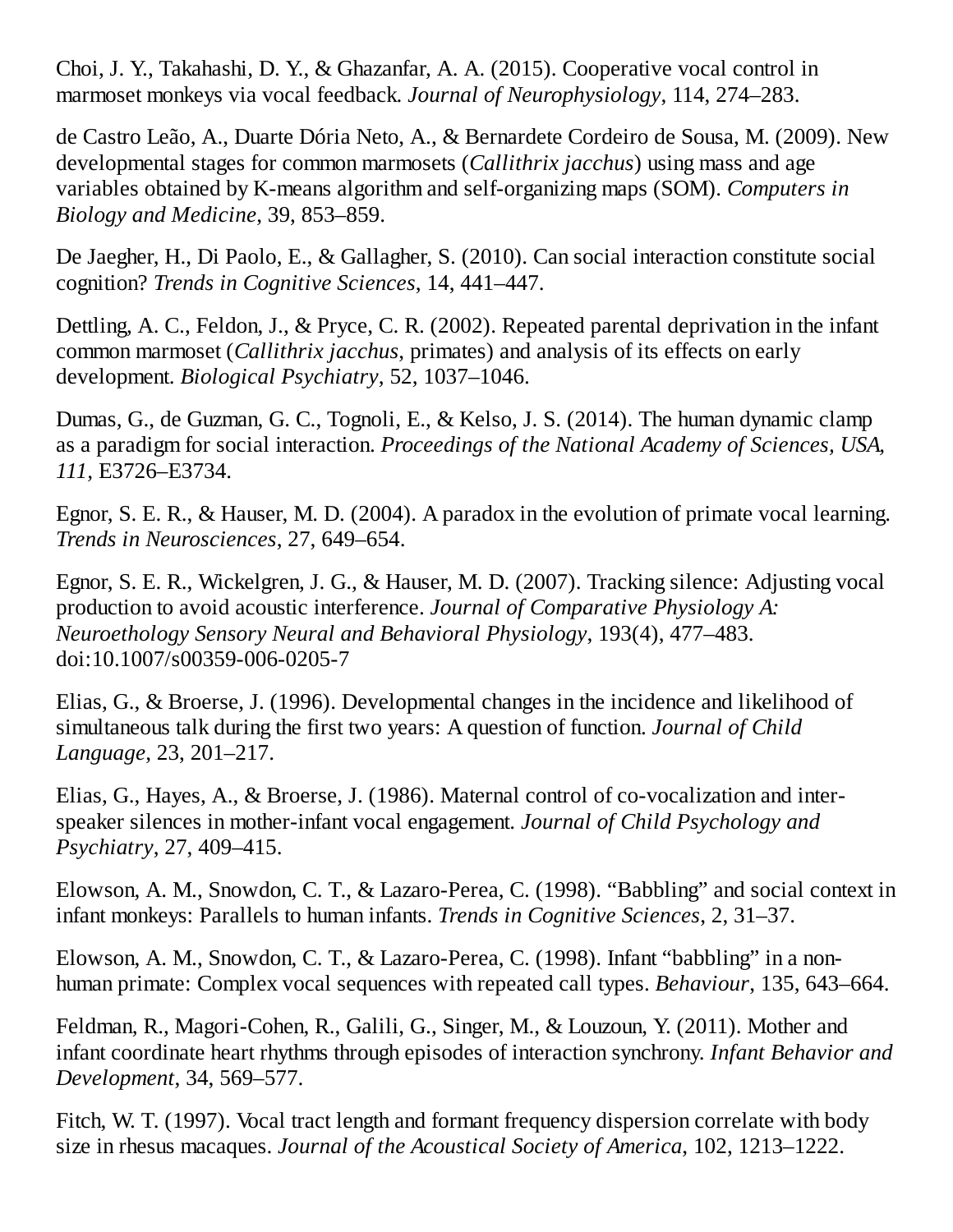Choi, J. Y., Takahashi, D. Y., & Ghazanfar, A. A. (2015). Cooperative vocal control in marmoset monkeys via vocal feedback. *Journal of Neurophysiology*, 114, 274–283.

de Castro Leão, A., Duarte Dória Neto, A., & Bernardete Cordeiro de Sousa, M. (2009). New developmental stages for common marmosets (*Callithrix jacchus*) using mass and age variables obtained by K-means algorithm and self-organizing maps (SOM). *Computers in Biology and Medicine*, 39, 853–859.

De Jaegher, H., Di Paolo, E., & Gallagher, S. (2010). Can social interaction constitute social cognition? *Trends in Cognitive Sciences*, 14, 441–447.

Dettling, A. C., Feldon, J., & Pryce, C. R. (2002). Repeated parental deprivation in the infant common marmoset (*Callithrix jacchus*, primates) and analysis of its effects on early development. *Biological Psychiatry*, 52, 1037–1046.

Dumas, G., de Guzman, G. C., Tognoli, E., & Kelso, J. S. (2014). The human dynamic clamp as a paradigm for social interaction. *Proceedings of the National Academy of Sciences, USA, 111,* E3726–E3734.

Egnor, S. E. R., & Hauser, M. D. (2004). A paradox in the evolution of primate vocal learning. *Trends in Neurosciences*, 27, 649–654.

Egnor, S. E. R., Wickelgren, J. G., & Hauser, M. D. (2007). Tracking silence: Adjusting vocal production to avoid acoustic interference. *Journal of Comparative Physiology A: Neuroethology Sensory Neural and Behavioral Physiology*, 193(4), 477–483. doi:10.1007/s00359-006-0205-7

Elias, G., & Broerse, J. (1996). Developmental changes in the incidence and likelihood of simultaneous talk during the first two years: A question of function. *Journal of Child Language,* 23, 201–217.

Elias, G., Hayes, A., & Broerse, J. (1986). Maternal control of co-vocalization and inter-speaker silences in mother-infant vocal engagement. *Journal of Child Psychology and Psychiatry,* 27, 409–415.

Elowson, A. M., Snowdon, C. T., & Lazaro-Perea, C. (1998). "Babbling" and social context in infant monkeys: Parallels to human infants. *Trends in Cognitive Sciences*, 2, 31–37.

Elowson, A. M., Snowdon, C. T., & Lazaro-Perea, C. (1998). Infant "babbling" in a non-human primate: Complex vocal sequences with repeated call types. *Behaviour*, 135, 643–664.

Feldman, R., Magori-Cohen, R., Galili, G., Singer, M., & Louzoun, Y. (2011). Mother and infant coordinate heart rhythms through episodes of interaction synchrony. *Infant Behavior and Development*, 34, 569–577.

Fitch, W. T. (1997). Vocal tract length and formant frequency dispersion correlate with body size in rhesus macaques. *Journal of the Acoustical Society of America*, 102, 1213–1222.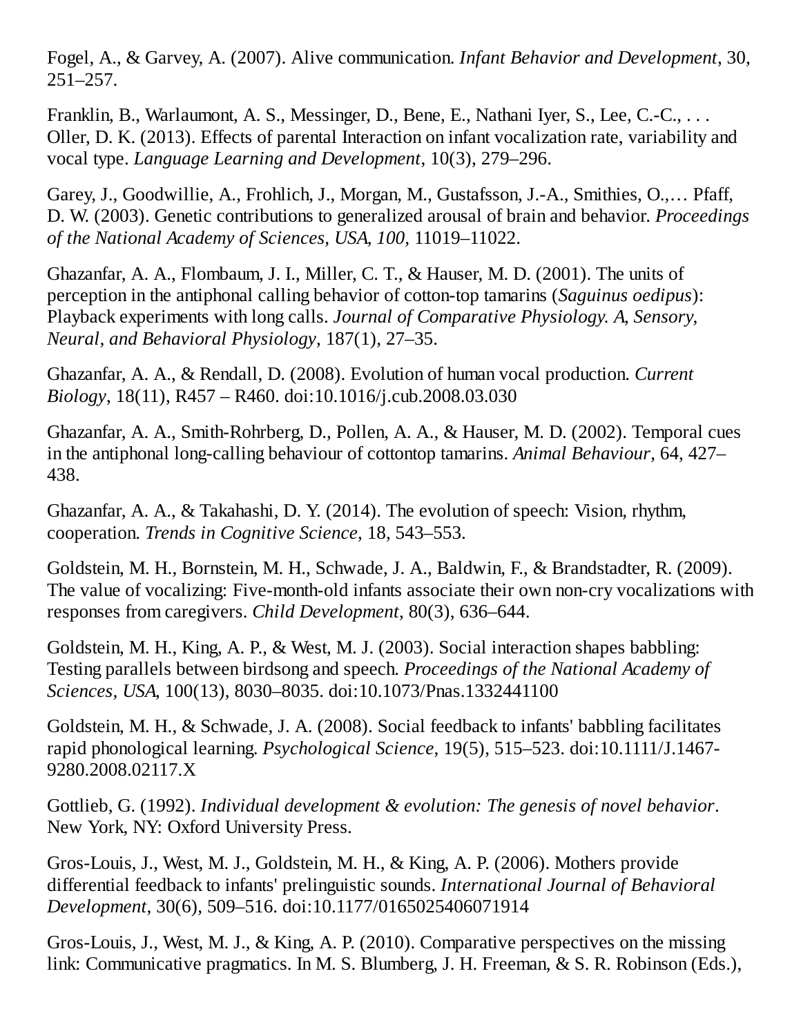Fogel, A., & Garvey, A. (2007). Alive communication. *Infant Behavior and Development*, 30, 251–257.

Franklin, B., Warlaumont, A. S., Messinger, D., Bene, E., Nathani Iyer, S., Lee, C.-C., . . . Oller, D. K. (2013). Effects of parental Interaction on infant vocalization rate, variability and vocal type. *Language Learning and Development*, 10(3), 279–296.

Garey, J., Goodwillie, A., Frohlich, J., Morgan, M., Gustafsson, J.-A., Smithies, O.,… Pfaff, D. W. (2003). Genetic contributions to generalized arousal of brain and behavior. *Proceedings of the National Academy of Sciences, USA*, *100*, 11019–11022.

Ghazanfar, A. A., Flombaum, J. I., Miller, C. T., & Hauser, M. D. (2001). The units of perception in the antiphonal calling behavior of cotton-top tamarins (*Saguinus oedipus*): Playback experiments with long calls. *Journal of Comparative Physiology. A, Sensory, Neural, and Behavioral Physiology*, 187(1), 27–35.

Ghazanfar, A. A., & Rendall, D. (2008). Evolution of human vocal production. *Current Biology*, 18(11), R457 – R460. doi:10.1016/j.cub.2008.03.030

Ghazanfar, A. A., Smith-Rohrberg, D., Pollen, A. A., & Hauser, M. D. (2002). Temporal cues in the antiphonal long-calling behaviour of cottontop tamarins. *Animal Behaviour*, 64, 427–438.

Ghazanfar, A. A., & Takahashi, D. Y. (2014). The evolution of speech: Vision, rhythm, cooperation. *Trends in Cognitive Science*, 18, 543–553.

Goldstein, M. H., Bornstein, M. H., Schwade, J. A., Baldwin, F., & Brandstadter, R. (2009). The value of vocalizing: Five-month-old infants associate their own non-cry vocalizations with responses from caregivers. *Child Development*, 80(3), 636–644.

Goldstein, M. H., King, A. P., & West, M. J. (2003). Social interaction shapes babbling: Testing parallels between birdsong and speech. *Proceedings of the National Academy of Sciences, USA*, 100(13), 8030–8035. doi:10.1073/Pnas.1332441100

Goldstein, M. H., & Schwade, J. A. (2008). Social feedback to infants' babbling facilitates rapid phonological learning. *Psychological Science*, 19(5), 515–523. doi:10.1111/J.1467-9280.2008.02117.X

Gottlieb, G. (1992). *Individual development & evolution: The genesis of novel behavior*. New York, NY: Oxford University Press.

Gros-Louis, J., West, M. J., Goldstein, M. H., & King, A. P. (2006). Mothers provide differential feedback to infants' prelinguistic sounds. *International Journal of Behavioral Development*, 30(6), 509–516. doi:10.1177/0165025406071914

Gros-Louis, J., West, M. J., & King, A. P. (2010). Comparative perspectives on the missing link: Communicative pragmatics. In M. S. Blumberg, J. H. Freeman, & S. R. Robinson (Eds.),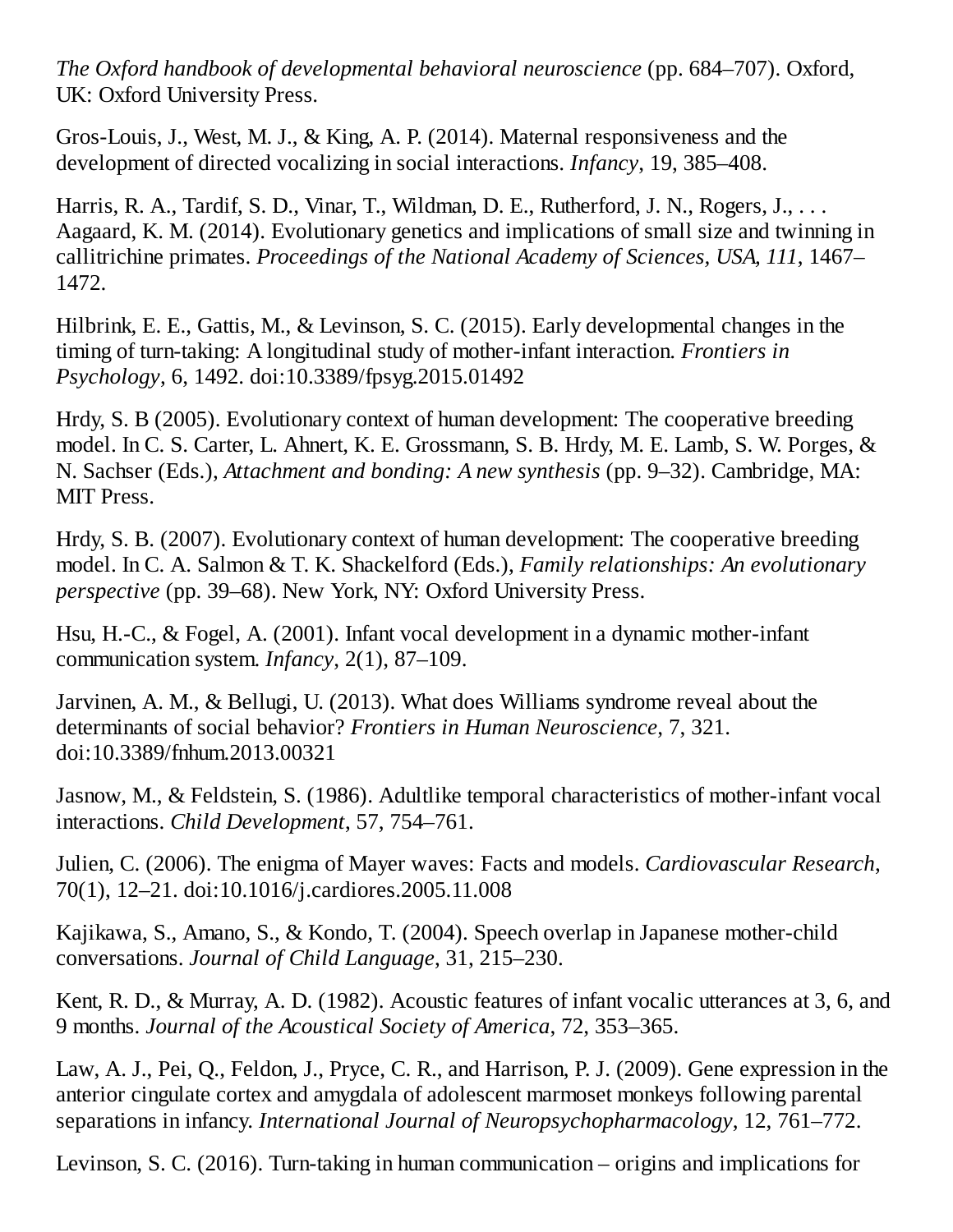*The Oxford handbook of developmental behavioral neuroscience* (pp. 684–707). Oxford, UK: Oxford University Press.

Gros-Louis, J., West, M. J., & King, A. P. (2014). Maternal responsiveness and the development of directed vocalizing in social interactions. *Infancy*, 19, 385–408.

Harris, R. A., Tardif, S. D., Vinar, T., Wildman, D. E., Rutherford, J. N., Rogers, J., . . . Aagaard, K. M. (2014). Evolutionary genetics and implications of small size and twinning in callitrichine primates. *Proceedings of the National Academy of Sciences, USA, 111*, 1467–1472.

Hilbrink, E. E., Gattis, M., & Levinson, S. C. (2015). Early developmental changes in the timing of turn-taking: A longitudinal study of mother-infant interaction. *Frontiers in Psychology*, 6, 1492. doi:10.3389/fpsyg.2015.01492

Hrdy, S. B (2005). Evolutionary context of human development: The cooperative breeding model. In C. S. Carter, L. Ahnert, K. E. Grossmann, S. B. Hrdy, M. E. Lamb, S. W. Porges, & N. Sachser (Eds.), *Attachment and bonding: A new synthesis* (pp. 9–32). Cambridge, MA: MIT Press.

Hrdy, S. B. (2007). Evolutionary context of human development: The cooperative breeding model. In C. A. Salmon & T. K. Shackelford (Eds.), *Family relationships: An evolutionary perspective* (pp. 39–68). New York, NY: Oxford University Press.

Hsu, H.-C., & Fogel, A. (2001). Infant vocal development in a dynamic mother-infant communication system. *Infancy*, 2(1), 87–109.

Jarvinen, A. M., & Bellugi, U. (2013). What does Williams syndrome reveal about the determinants of social behavior? *Frontiers in Human Neuroscience*, 7, 321. doi:10.3389/fnhum.2013.00321

Jasnow, M., & Feldstein, S. (1986). Adultlike temporal characteristics of mother-infant vocal interactions. *Child Development*, 57, 754–761.

Julien, C. (2006). The enigma of Mayer waves: Facts and models. *Cardiovascular Research*, 70(1), 12–21. doi:10.1016/j.cardiores.2005.11.008

Kajikawa, S., Amano, S., & Kondo, T. (2004). Speech overlap in Japanese mother-child conversations. *Journal of Child Language*, 31, 215–230.

Kent, R. D., & Murray, A. D. (1982). Acoustic features of infant vocalic utterances at 3, 6, and 9 months. *Journal of the Acoustical Society of America*, 72, 353–365.

Law, A. J., Pei, Q., Feldon, J., Pryce, C. R., and Harrison, P. J. (2009). Gene expression in the anterior cingulate cortex and amygdala of adolescent marmoset monkeys following parental separations in infancy. *International Journal of Neuropsychopharmacology*, 12, 761–772.

Levinson, S. C. (2016). Turn-taking in human communication – origins and implications for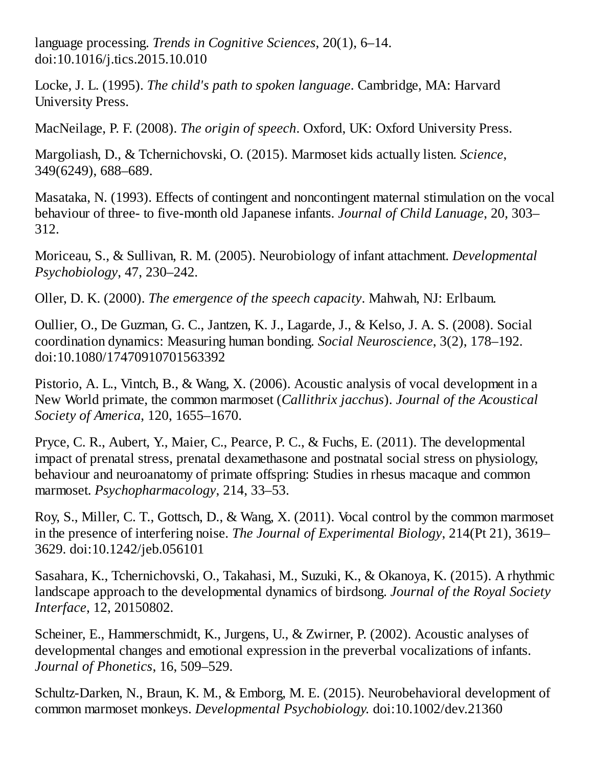language processing. *Trends in Cognitive Sciences*, 20(1), 6–14. doi:10.1016/j.tics.2015.10.010

Locke, J. L. (1995). *The child's path to spoken language*. Cambridge, MA: Harvard University Press.

MacNeilage, P. F. (2008). *The origin of speech*. Oxford, UK: Oxford University Press.

Margoliash, D., & Tchernichovski, O. (2015). Marmoset kids actually listen. *Science*, 349(6249), 688–689.

Masataka, N. (1993). Effects of contingent and noncontingent maternal stimulation on the vocal behaviour of three- to five-month old Japanese infants. *Journal of Child Lanuage*, 20, 303–312.

Moriceau, S., & Sullivan, R. M. (2005). Neurobiology of infant attachment. *Developmental Psychobiology*, 47, 230–242.

Oller, D. K. (2000). *The emergence of the speech capacity*. Mahwah, NJ: Erlbaum.

Oullier, O., De Guzman, G. C., Jantzen, K. J., Lagarde, J., & Kelso, J. A. S. (2008). Social coordination dynamics: Measuring human bonding. *Social Neuroscience*, 3(2), 178–192. doi:10.1080/17470910701563392

Pistorio, A. L., Vintch, B., & Wang, X. (2006). Acoustic analysis of vocal development in a New World primate, the common marmoset (*Callithrix jacchus*). *Journal of the Acoustical Society of America*, 120, 1655–1670.

Pryce, C. R., Aubert, Y., Maier, C., Pearce, P. C., & Fuchs, E. (2011). The developmental impact of prenatal stress, prenatal dexamethasone and postnatal social stress on physiology, behaviour and neuroanatomy of primate offspring: Studies in rhesus macaque and common marmoset. *Psychopharmacology*, 214, 33–53.

Roy, S., Miller, C. T., Gottsch, D., & Wang, X. (2011). Vocal control by the common marmoset in the presence of interfering noise. *The Journal of Experimental Biology*, 214(Pt 21), 3619–3629. doi:10.1242/jeb.056101

Sasahara, K., Tchernichovski, O., Takahasi, M., Suzuki, K., & Okanoya, K. (2015). A rhythmic landscape approach to the developmental dynamics of birdsong. *Journal of the Royal Society Interface*, 12, 20150802.

Scheiner, E., Hammerschmidt, K., Jurgens, U., & Zwirner, P. (2002). Acoustic analyses of developmental changes and emotional expression in the preverbal vocalizations of infants. *Journal of Phonetics*, 16, 509–529.

Schultz-Darken, N., Braun, K. M., & Emborg, M. E. (2015). Neurobehavioral development of common marmoset monkeys. *Developmental Psychobiology.* doi:10.1002/dev.21360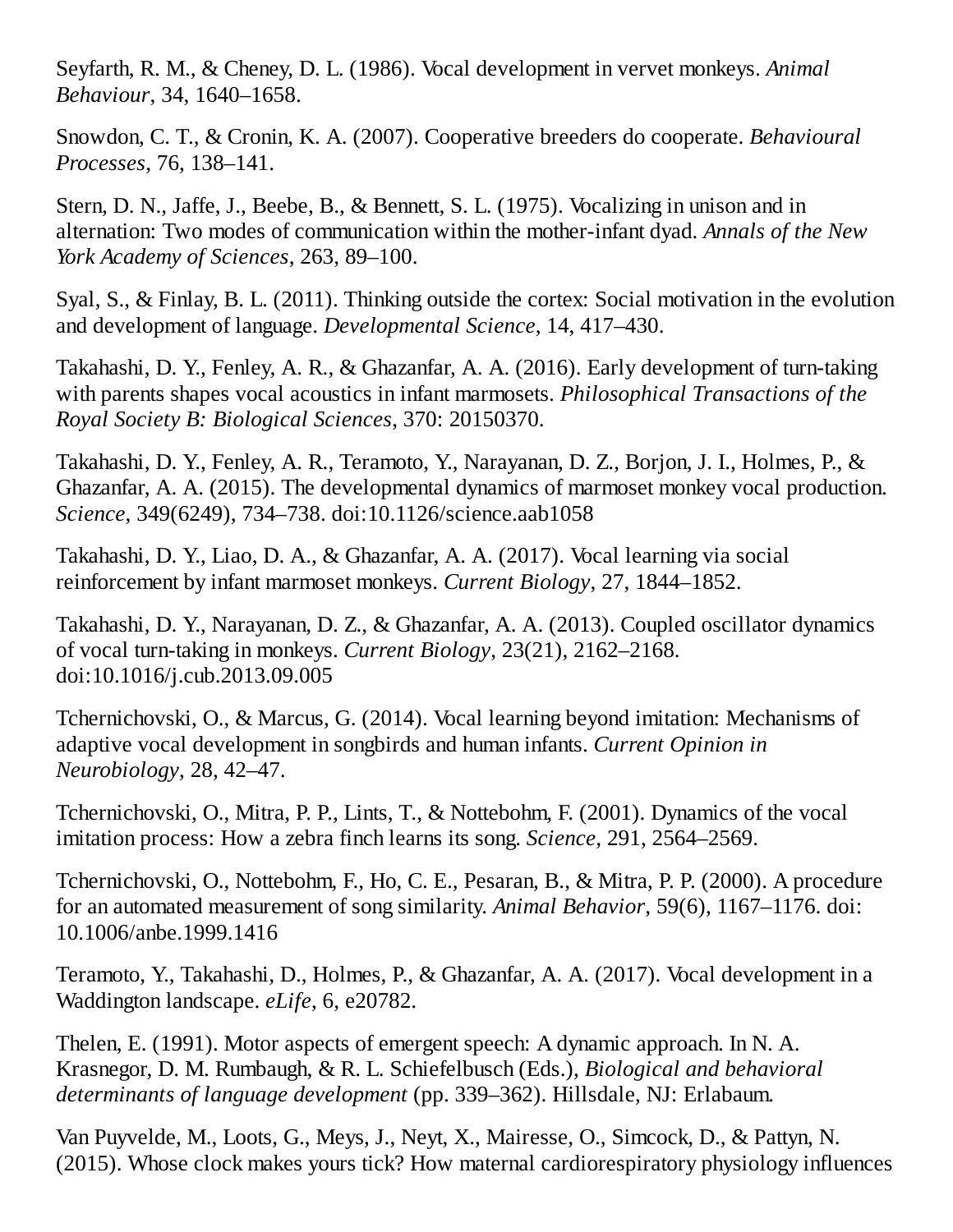Seyfarth, R. M., & Cheney, D. L. (1986). Vocal development in vervet monkeys. *Animal Behaviour*, 34, 1640–1658.

Snowdon, C. T., & Cronin, K. A. (2007). Cooperative breeders do cooperate. *Behavioural Processes*, 76, 138–141.

Stern, D. N., Jaffe, J., Beebe, B., & Bennett, S. L. (1975). Vocalizing in unison and in alternation: Two modes of communication within the mother-infant dyad. *Annals of the New York Academy of Sciences*, 263, 89–100.

Syal, S., & Finlay, B. L. (2011). Thinking outside the cortex: Social motivation in the evolution and development of language. *Developmental Science*, 14, 417–430.

Takahashi, D. Y., Fenley, A. R., & Ghazanfar, A. A. (2016). Early development of turn-taking with parents shapes vocal acoustics in infant marmosets. *Philosophical Transactions of the Royal Society B: Biological Sciences*, 370: 20150370.

Takahashi, D. Y., Fenley, A. R., Teramoto, Y., Narayanan, D. Z., Borjon, J. I., Holmes, P., & Ghazanfar, A. A. (2015). The developmental dynamics of marmoset monkey vocal production. *Science*, 349(6249), 734–738. doi:10.1126/science.aab1058

Takahashi, D. Y., Liao, D. A., & Ghazanfar, A. A. (2017). Vocal learning via social reinforcement by infant marmoset monkeys. *Current Biology*, 27, 1844–1852.

Takahashi, D. Y., Narayanan, D. Z., & Ghazanfar, A. A. (2013). Coupled oscillator dynamics of vocal turn-taking in monkeys. *Current Biology*, 23(21), 2162–2168. doi:10.1016/j.cub.2013.09.005

Tchernichovski, O., & Marcus, G. (2014). Vocal learning beyond imitation: Mechanisms of adaptive vocal development in songbirds and human infants. *Current Opinion in Neurobiology*, 28, 42–47.

Tchernichovski, O., Mitra, P. P., Lints, T., & Nottebohm, F. (2001). Dynamics of the vocal imitation process: How a zebra finch learns its song. *Science*, 291, 2564–2569.

Tchernichovski, O., Nottebohm, F., Ho, C. E., Pesaran, B., & Mitra, P. P. (2000). A procedure for an automated measurement of song similarity. *Animal Behavior*, 59(6), 1167–1176. doi: 10.1006/anbe.1999.1416

Teramoto, Y., Takahashi, D., Holmes, P., & Ghazanfar, A. A. (2017). Vocal development in a Waddington landscape. *eLife*, 6, e20782.

Thelen, E. (1991). Motor aspects of emergent speech: A dynamic approach. In N. A. Krasnegor, D. M. Rumbaugh, & R. L. Schiefelbusch (Eds.), *Biological and behavioral determinants of language development* (pp. 339–362). Hillsdale, NJ: Erlabaum.

Van Puyvelde, M., Loots, G., Meys, J., Neyt, X., Mairesse, O., Simcock, D., & Pattyn, N. (2015). Whose clock makes yours tick? How maternal cardiorespiratory physiology influences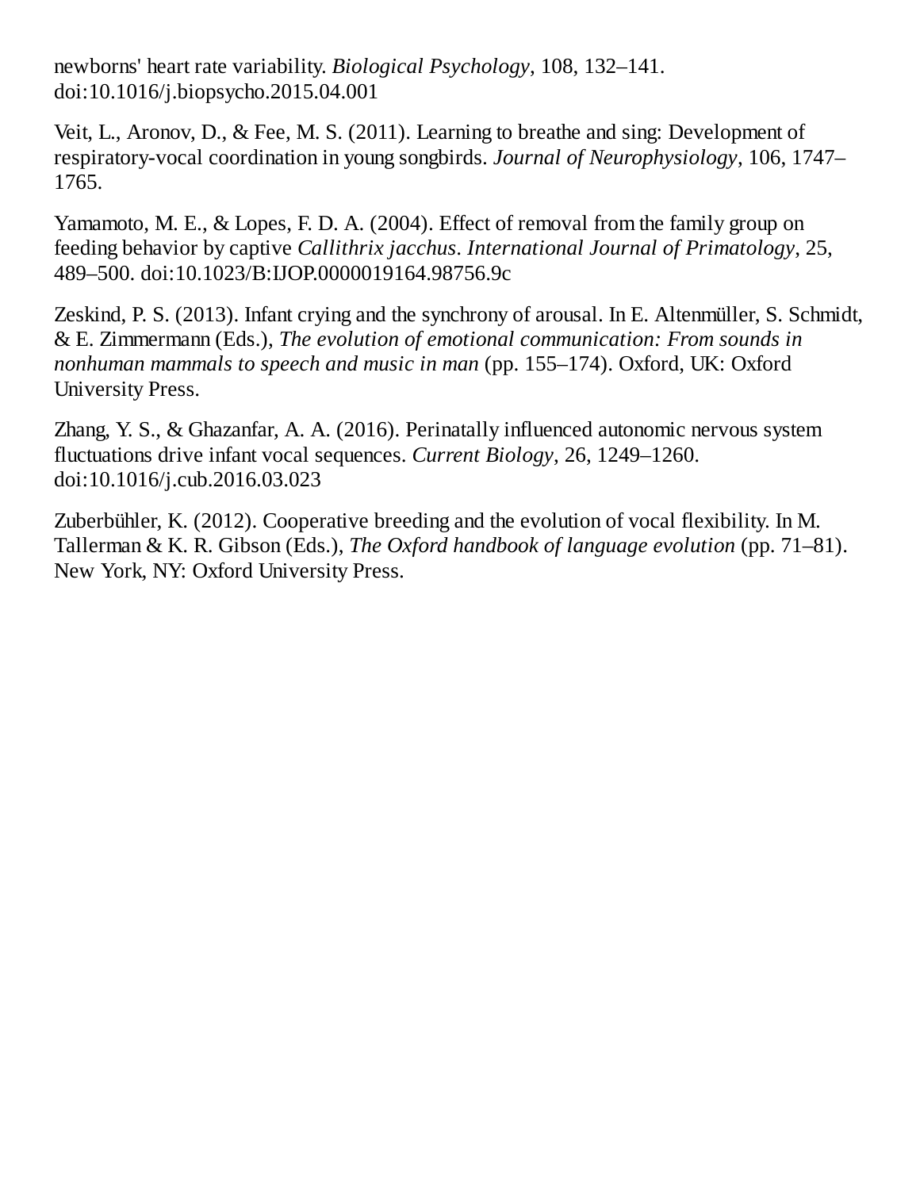newborns' heart rate variability. *Biological Psychology*, 108, 132–141. doi:10.1016/j.biopsycho.2015.04.001

Veit, L., Aronov, D., & Fee, M. S. (2011). Learning to breathe and sing: Development of respiratory-vocal coordination in young songbirds. *Journal of Neurophysiology*, 106, 1747–1765.

Yamamoto, M. E., & Lopes, F. D. A. (2004). Effect of removal from the family group on feeding behavior by captive *Callithrix jacchus*. *International Journal of Primatology*, 25, 489–500. doi:10.1023/B:IJOP.0000019164.98756.9c

Zeskind, P. S. (2013). Infant crying and the synchrony of arousal. In E. Altenmüller, S. Schmidt, & E. Zimmermann (Eds.), *The evolution of emotional communication: From sounds in nonhuman mammals to speech and music in man* (pp. 155–174). Oxford, UK: Oxford University Press.

Zhang, Y. S., & Ghazanfar, A. A. (2016). Perinatally influenced autonomic nervous system fluctuations drive infant vocal sequences. *Current Biology*, 26, 1249–1260. doi:10.1016/j.cub.2016.03.023

Zuberbühler, K. (2012). Cooperative breeding and the evolution of vocal flexibility. In M. Tallerman & K. R. Gibson (Eds.), *The Oxford handbook of language evolution* (pp. 71–81). New York, NY: Oxford University Press.